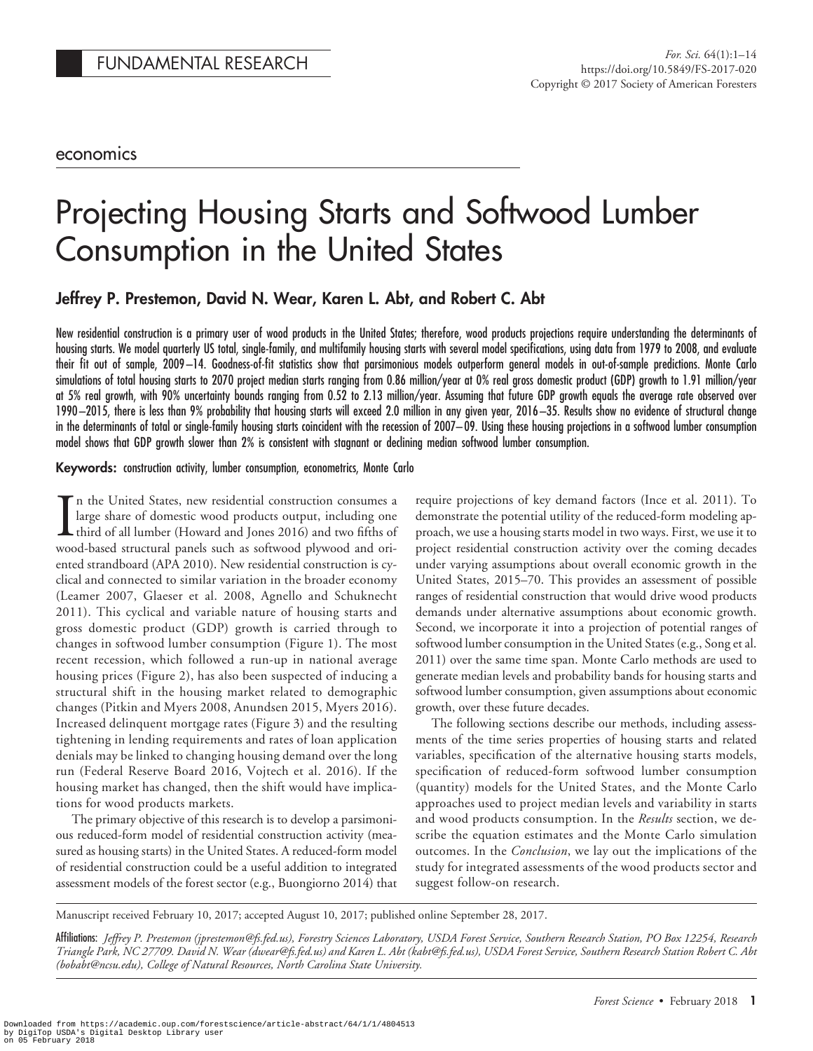FUNDAMENTAL RESEARCH

economics

# Projecting Housing Starts and Softwood Lumber Consumption in the United States

**Jeffrey P. Prestemon, David N. Wear, Karen L. Abt, and Robert C. Abt**

New residential construction is a primary user of wood products in the United States; therefore, wood products projections require understanding the determinants of housing starts. We model quarterly US total, single-family, and multifamily housing starts with several model specifications, using data from 1979 to 2008, and evaluate their fit out of sample, 2009–14. Goodness-of-fit statistics show that parsimonious models outperform general models in out-of-sample predictions. Monte Carlo simulations of total housing starts to 2070 project median starts ranging from 0.86 million/year at 0% real gross domestic product (GDP) growth to 1.91 million/year at 5% real growth, with 90% uncertainty bounds ranging from 0.52 to 2.13 million/year. Assuming that future GDP growth equals the average rate observed over 1990–2015, there is less than 9% probability that housing starts will exceed 2.0 million in any given year, 2016–35. Results show no evidence of structural change in the determinants of total or single-family housing starts coincident with the recession of 2007–09. Using these housing projections in a softwood lumber consumption model shows that GDP growth slower than 2% is consistent with stagnant or declining median softwood lumber consumption.

**Keywords:** construction activity, lumber consumption, econometrics, Monte Carlo

In the United States, new residential construction consumes a large share of domestic wood products output, including one third of all lumber (Howard and Jones 2016) and two fifths of wood-based structural panels such as softwood plywood and oriented strandboard (APA 2010). New residential construction is cyclical and connected to similar variation in the broader economy (Leamer 2007, Glaeser et al. 2008, Agnello and Schuknecht 2011). This cyclical and variable nature of housing starts and gross domestic product (GDP) growth is carried through to changes in softwood lumber consumption (Figure 1). The most recent recession, which followed a run-up in national average housing prices (Figure 2), has also been suspected of inducing a structural shift in the housing market related to demographic changes (Pitkin and Myers 2008, Anundsen 2015, Myers 2016). Increased delinquent mortgage rates (Figure 3) and the resulting tightening in lending requirements and rates of loan application denials may be linked to changing housing demand over the long run (Federal Reserve Board 2016, Vojtech et al. 2016). If the housing market has changed, then the shift would have implications for wood products markets.

The primary objective of this research is to develop a parsimonious reduced-form model of residential construction activity (measured as housing starts) in the United States. A reduced-form model of residential construction could be a useful addition to integrated assessment models of the forest sector (e.g., Buongiorno 2014) that require projections of key demand factors (Ince et al. 2011). To demonstrate the practical utility of the reduced-form modeling approach, we use a housing starts model in two ways. First, we use it to project residential construction activity over the coming decades under varying assumptions about overall economic growth in the United States, 2015–70. This provides an assessment of possible ranges of residential construction that would drive wood products demands under alternative assumptions about economic growth. Second, we incorporate it into a projection of potential ranges of softwood lumber consumption in the United States (e.g., Song et al. 2011) over the same time span. Monte Carlo methods are used to generate median levels and probability bands for housing starts and softwood lumber consumption, given assumptions about economic growth, over these future decades.

The following sections describe our methods, including assessments of the time series properties of housing starts and related variables, specification of the alternative housing starts models, specification of reduced-form softwood lumber consumption (quantity) models for the United States, and the Monte Carlo approaches used to project median levels and variability in starts and wood products consumption. In the *Results* section, we describe the equation estimates and the Monte Carlo simulation outcomes. In the *Conclusion*, we lay out the implications of the study for integrated assessments of the wood products sector and suggest follow-on research.

Manuscript received February 10, 2017; accepted August 10, 2017; published online September 28, 2017.

**Affiliations:** *Jeffrey P. Prestemon (jprestemon@fs.fed.us), Forestry Sciences Laboratory, USDA Forest Service, Southern Research Station, PO Box 12254, Research Triangle Park, NC 27709. David N. Wear (dwear@fs.fed.us) and Karen L. Abt (kabt@fs.fed.us), USDA Forest Service, Southern Research Station Robert C. Abt (bobabt@ncsu.edu), College of Natural Resources, North Carolina State University.*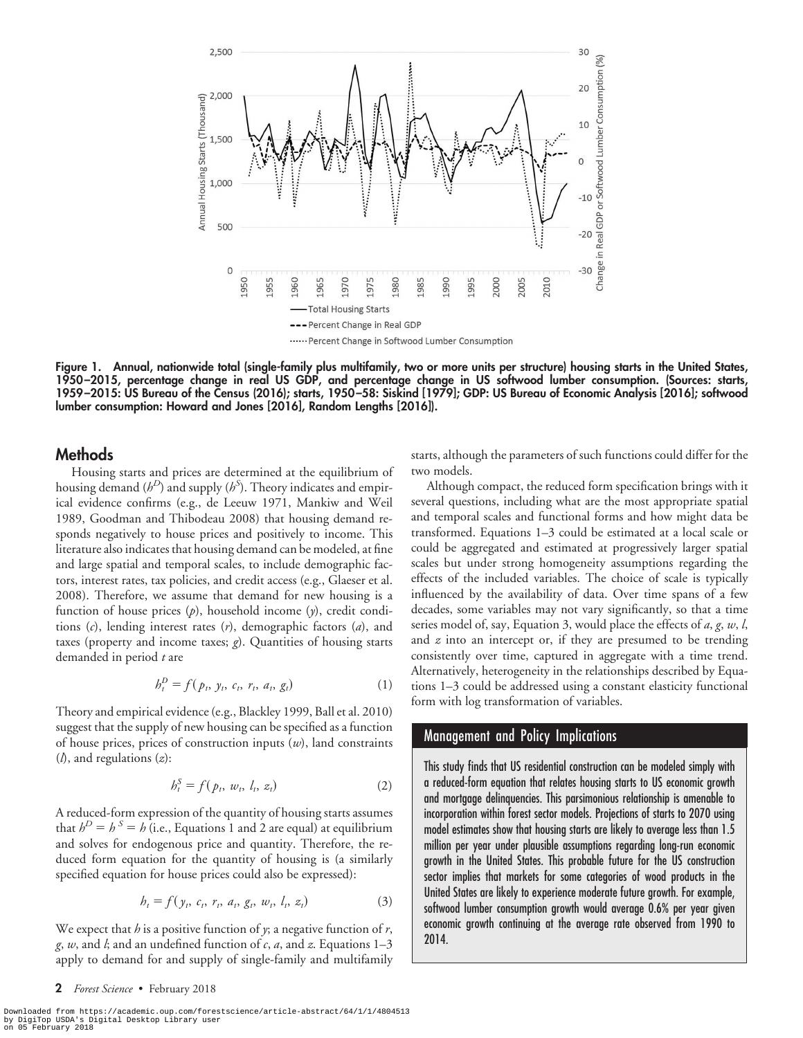Figure 1. Annual, nationwide total (single-family plus multifamily, two or more units per structure) housing starts in the United States, 1950–2015, percentage change in real US GDP, and percentage change in US softwood lumber consumption. (Sources: starts, 1959–2015: US Bureau of the Census (2016); starts, 1950–58: Siskind [1979]; GDP: US Bureau of Economic Analysis [2016]; softwood lumber consumption: Howard and Jones [2016], Random Lengths [2016]).

## Methods

Housing starts and prices are determined at the equilibrium of housing demand ($h^D$) and supply ($h^S$). Theory indicates and empirical evidence confirms (e.g., de Leeuw 1971, Mankiw and Weil 1989, Goodman and Thibodeau 2008) that housing demand responds negatively to house prices and positively to income. This literature also indicates that housing demand can be modeled, at fine and large spatial and temporal scales, to include demographic factors, interest rates, tax policies, and credit access (e.g., Glaeser et al. 2008). Therefore, we assume that demand for new housing is a function of house prices ($p$), household income ($y$), credit conditions ($c$), lending interest rates ($r$), demographic factors ($a$), and taxes (property and income taxes; $g$). Quantities of housing starts demanded in period $t$ are

$$h_t^D = f(p_t, y_t, c_t, r_t, a_t, g_t) \tag{1}$$

Theory and empirical evidence (e.g., Blackley 1999, Ball et al. 2010) suggest that the supply of new housing can be specified as a function of house prices, prices of construction inputs ($w$), land constraints ($l$), and regulations ($z$):

$$h_t^S = f(p_t, w_t, l_t, z_t) \tag{2}$$

A reduced-form expression of the quantity of housing starts assumes that $h^D = h^S = h$ (i.e., Equations 1 and 2 are equal) at equilibrium and solves for endogenous price and quantity. Therefore, the reduced form equation for the quantity of housing is (a similarly specified equation for house prices could also be expressed):

$$h_t = f(y_t, c_t, r_t, a_t, g_t, w_t, l_t, z_t) \tag{3}$$

We expect that $h$ is a positive function of $y$; a negative function of $r$, $g$, $w$, and $l$; and an undefined function of $c$, $a$, and $z$. Equations 1–3 apply to demand for and supply of single-family and multifamily starts, although the parameters of such functions could differ for the two models.

Although compact, the reduced form specification brings with it several questions, including what are the most appropriate spatial and temporal scales and functional forms and how might data be transformed. Equations 1–3 could be estimated at a local scale or could be aggregated and estimated at progressively larger spatial scales but under strong homogeneity assumptions regarding the effects of the included variables. The choice of scale is typically influenced by the availability of data. Over time spans of a few decades, some variables may not vary significantly, so that a time series model of, say, Equation 3, would place the effects of $a$, $g$, $w$, $l$, and $z$ into an intercept or, if they are presumed to be trending consistently over time, captured in aggregate with a time trend. Alternatively, heterogeneity in the relationships described by Equations 1–3 could be addressed using a constant elasticity functional form with log transformation of variables.

### Management and Policy Implications

This study finds that US residential construction can be modeled simply with a reduced-form equation that relates housing starts to US economic growth and mortgage delinquencies. This parsimonious relationship is amenable to incorporation within forest sector models. Projections of starts to 2070 using model estimates show that housing starts are likely to average less than 1.5 million per year under plausible assumptions regarding long-run economic growth in the United States. This probable future for the US construction sector implies that markets for some categories of wood products in the United States are likely to experience moderate future growth. For example, softwood lumber consumption growth would average 0.6% per year given economic growth continuing at the average rate observed from 1990 to 2014.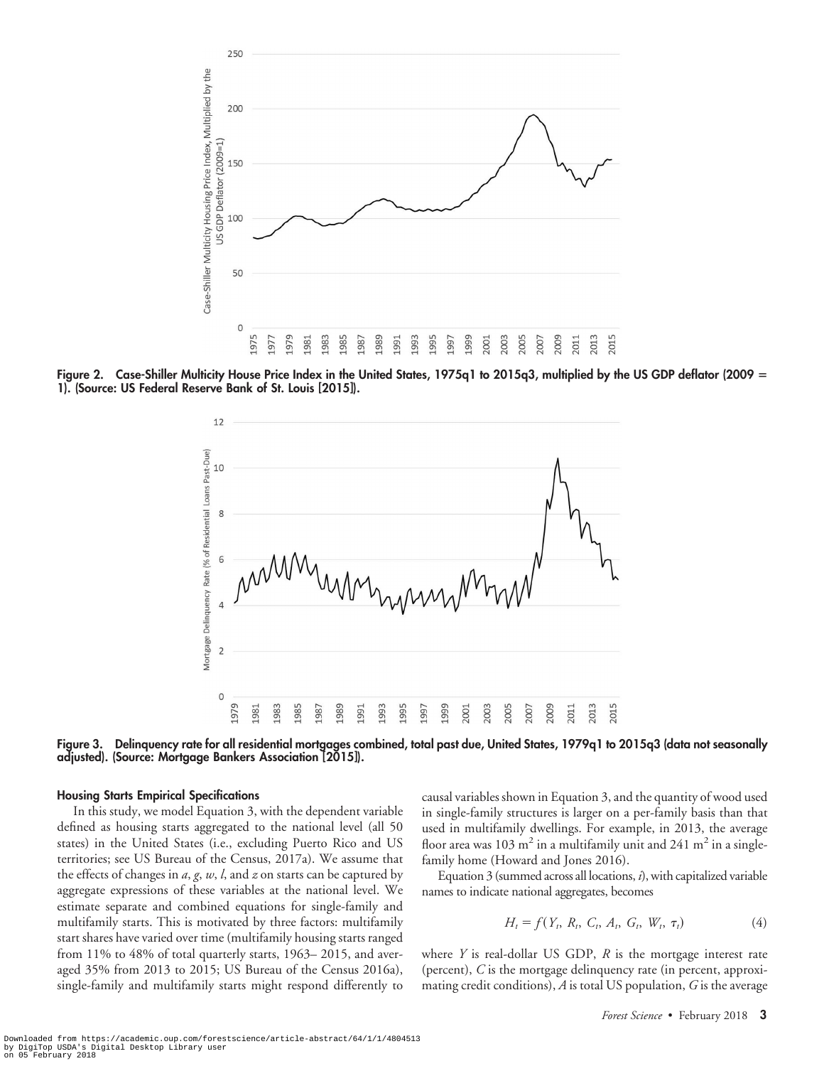Figure 2. Case-Shiller Multicity House Price Index in the United States, 1975q1 to 2015q3, multiplied by the US GDP deflator (2009 = 1). (Source: US Federal Reserve Bank of St. Louis [2015]).

Figure 3. Delinquency rate for all residential mortgages combined, total past due, United States, 1979q1 to 2015q3 (data not seasonally adjusted). (Source: Mortgage Bankers Association [2015]).

### Housing Starts Empirical Specifications

In this study, we model Equation 3, with the dependent variable defined as housing starts aggregated to the national level (all 50 states) in the United States (i.e., excluding Puerto Rico and US territories; see US Bureau of the Census, 2017a). We assume that the effects of changes in $a$, $g$, $w$, $l$, and $z$ on starts can be captured by aggregate expressions of these variables at the national level. We estimate separate and combined equations for single-family and multifamily starts. This is motivated by three factors: multifamily start shares have varied over time (multifamily housing starts ranged from 11% to 48% of total quarterly starts, 1963– 2015, and averaged 35% from 2013 to 2015; US Bureau of the Census 2016a), single-family and multifamily starts might respond differently to causal variables shown in Equation 3, and the quantity of wood used in single-family structures is larger on a per-family basis than that used in multifamily dwellings. For example, in 2013, the average floor area was 103 m$^2$ in a multifamily unit and 241 m$^2$ in a single-family home (Howard and Jones 2016).

Equation 3 (summed across all locations, $i$), with capitalized variable names to indicate national aggregates, becomes

$$H_t = f(Y_t, R_t, C_t, A_t, G_t, W_t, \tau_t) \tag{4}$$

where $Y$ is real-dollar US GDP, $R$ is the mortgage interest rate (percent), $C$ is the mortgage delinquency rate (in percent, approximating credit conditions), $A$ is total US population, $G$ is the average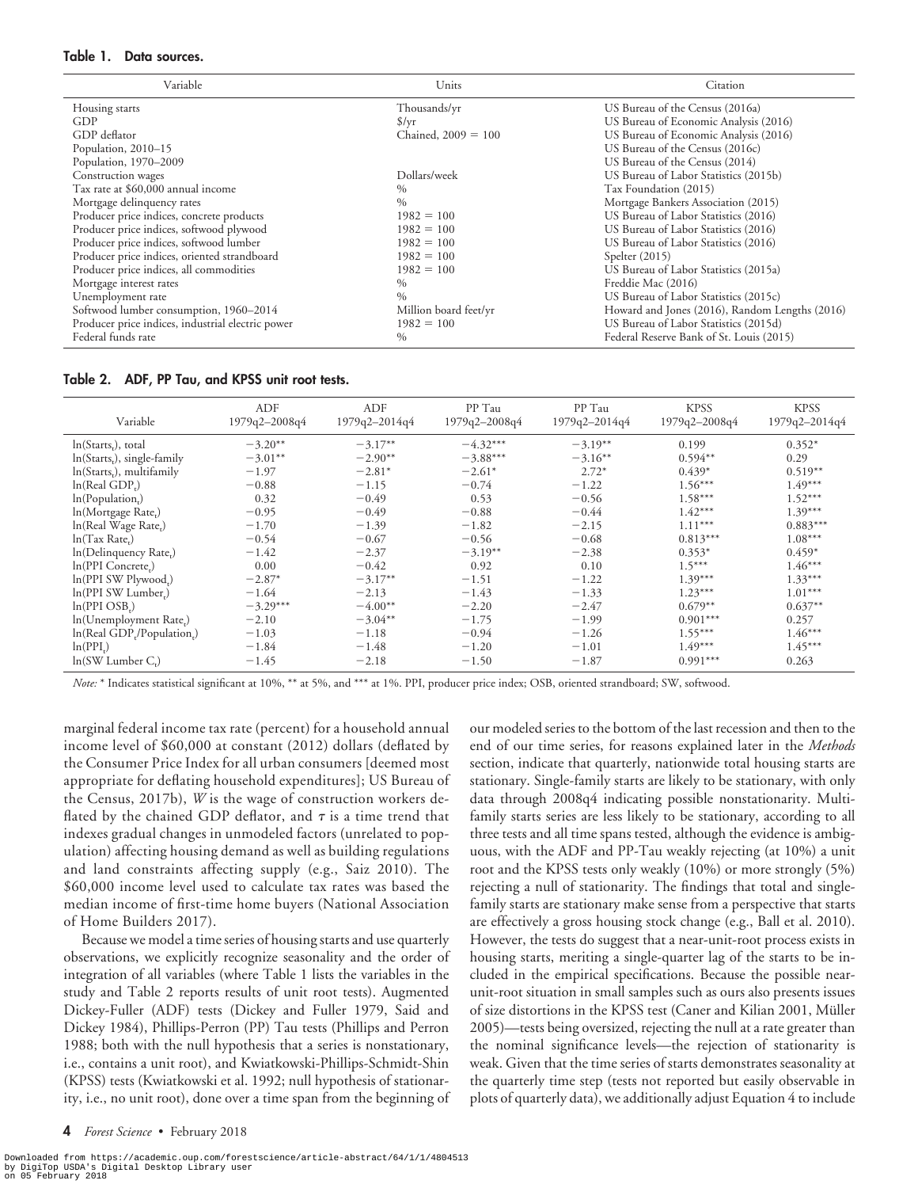**Table 1. Data sources.**

| Variable | Units | Citation |
|---|---|---|
| Housing starts | Thousands/yr | US Bureau of the Census (2016a) |
| GDP | $/yr | US Bureau of Economic Analysis (2016) |
| GDP deflator | Chained, 2009 = 100 | US Bureau of Economic Analysis (2016) |
| Population, 2010–15 | | US Bureau of the Census (2016c) |
| Population, 1970–2009 | | US Bureau of the Census (2014) |
| Construction wages | Dollars/week | US Bureau of Labor Statistics (2015b) |
| Tax rate at $60,000 annual income | % | Tax Foundation (2015) |
| Mortgage delinquency rates | % | Mortgage Bankers Association (2015) |
| Producer price indices, concrete products | 1982 = 100 | US Bureau of Labor Statistics (2016) |
| Producer price indices, softwood plywood | 1982 = 100 | US Bureau of Labor Statistics (2016) |
| Producer price indices, softwood lumber | 1982 = 100 | US Bureau of Labor Statistics (2016) |
| Producer price indices, oriented strandboard | 1982 = 100 | Spelter (2015) |
| Producer price indices, all commodities | 1982 = 100 | US Bureau of Labor Statistics (2015a) |
| Mortgage interest rates | % | Freddie Mac (2016) |
| Unemployment rate | % | US Bureau of Labor Statistics (2015c) |
| Softwood lumber consumption, 1960–2014 | Million board feet/yr | Howard and Jones (2016), Random Lengths (2016) |
| Producer price indices, industrial electric power | 1982 = 100 | US Bureau of Labor Statistics (2015d) |
| Federal funds rate | % | Federal Reserve Bank of St. Louis (2015) |

**Table 2. ADF, PP Tau, and KPSS unit root tests.**

| Variable | ADF 1979q2–2008q4 | ADF 1979q2–2014q4 | PP Tau 1979q2–2008q4 | PP Tau 1979q2–2014q4 | KPSS 1979q2–2008q4 | KPSS 1979q2–2014q4 |
|---|---|---|---|---|---|---|
| $\ln(\text{Starts}_t)$, total | −3.20** | −3.17** | −4.32*** | −3.19** | 0.199 | 0.352* |
| $\ln(\text{Starts}_t)$, single-family | −3.01** | −2.90** | −3.88*** | −3.16** | 0.594** | 0.29 |
| $\ln(\text{Starts}_t)$, multifamily | −1.97 | −2.81* | −2.61* | 2.72* | 0.439* | 0.519** |
| $\ln(\text{Real GDP}_t)$ | −0.88 | −1.15 | −0.74 | −1.22 | 1.56*** | 1.49*** |
| $\ln(\text{Population}_t)$ | 0.32 | −0.49 | 0.53 | −0.56 | 1.58*** | 1.52*** |
| $\ln(\text{Mortgage Rate}_t)$ | −0.95 | −0.49 | −0.88 | −0.44 | 1.42*** | 1.39*** |
| $\ln(\text{Real Wage Rate}_t)$ | −1.70 | −1.39 | −1.82 | −2.15 | 1.11*** | 0.883*** |
| $\ln(\text{Tax Rate}_t)$ | −0.54 | −0.67 | −0.56 | −0.68 | 0.813*** | 1.08*** |
| $\ln(\text{Delinquency Rate}_t)$ | −1.42 | −2.37 | −3.19** | −2.38 | 0.353* | 0.459* |
| $\ln(\text{PPI Concrete}_t)$ | 0.00 | −0.42 | 0.92 | 0.10 | 1.5*** | 1.46*** |
| $\ln(\text{PPI SW Plywood}_t)$ | −2.87* | −3.17** | −1.51 | −1.22 | 1.39*** | 1.33*** |
| $\ln(\text{PPI SW Lumber}_t)$ | −1.64 | −2.13 | −1.43 | −1.33 | 1.23*** | 1.01*** |
| $\ln(\text{PPI OSB}_t)$ | −3.29*** | −4.00** | −2.20 | −2.47 | 0.679** | 0.637** |
| $\ln(\text{Unemployment Rate}_t)$ | −2.10 | −3.04** | −1.75 | −1.99 | 0.901*** | 0.257 |
| $\ln(\text{Real GDP}_t/\text{Population}_t)$ | −1.03 | −1.18 | −0.94 | −1.26 | 1.55*** | 1.46*** |
| $\ln(\text{PPI}_t)$ | −1.84 | −1.48 | −1.20 | −1.01 | 1.49*** | 1.45*** |
| $\ln(\text{SW Lumber C}_t)$ | −1.45 | −2.18 | −1.50 | −1.87 | 0.991*** | 0.263 |

*Note:* * Indicates statistical significant at 10%, ** at 5%, and *** at 1%. PPI, producer price index; OSB, oriented strandboard; SW, softwood.

marginal federal income tax rate (percent) for a household annual income level of $60,000 at constant (2012) dollars (deflated by the Consumer Price Index for all urban consumers [deemed most appropriate for deflating household expenditures]; US Bureau of the Census, 2017b), $W$ is the wage of construction workers deflated by the chained GDP deflator, and $\tau$ is a time trend that indexes gradual changes in unmodeled factors (unrelated to population) affecting housing demand as well as building regulations and land constraints affecting supply (e.g., Saiz 2010). The $60,000 income level used to calculate tax rates was based the median income of first-time home buyers (National Association of Home Builders 2017).

Because we model a time series of housing starts and use quarterly observations, we explicitly recognize seasonality and the order of integration of all variables (where Table 1 lists the variables in the study and Table 2 reports results of unit root tests). Augmented Dickey-Fuller (ADF) tests (Dickey and Fuller 1979, Said and Dickey 1984), Phillips-Perron (PP) Tau tests (Phillips and Perron 1988; both with the null hypothesis that a series is nonstationary, i.e., contains a unit root), and Kwiatkowski-Phillips-Schmidt-Shin (KPSS) tests (Kwiatkowski et al. 1992; null hypothesis of stationarity, i.e., no unit root), done over a time span from the beginning of our modeled series to the bottom of the last recession and then to the end of our time series, for reasons explained later in the *Methods* section, indicate that quarterly, nationwide total housing starts are stationary. Single-family starts are likely to be stationary, with only data through 2008q4 indicating possible nonstationarity. Multifamily starts series are less likely to be stationary, according to all three tests and all time spans tested, although the evidence is ambiguous, with the ADF and PP-Tau weakly rejecting (at 10%) a unit root and the KPSS tests only weakly (10%) or more strongly (5%) rejecting a null of stationarity. The findings that total and single-family starts are stationary make sense from a perspective that starts are effectively a gross housing stock change (e.g., Ball et al. 2010). However, the tests do suggest that a near-unit-root process exists in housing starts, meriting a single-quarter lag of the starts to be included in the empirical specifications. Because the possible near-unit-root situation in small samples such as ours also presents issues of size distortions in the KPSS test (Caner and Kilian 2001, Müller 2005)—tests being oversized, rejecting the null at a rate greater than the nominal significance levels—the rejection of stationarity is weak. Given that the time series of starts demonstrates seasonality at the quarterly time step (tests not reported but easily observable in plots of quarterly data), we additionally adjust Equation 4 to include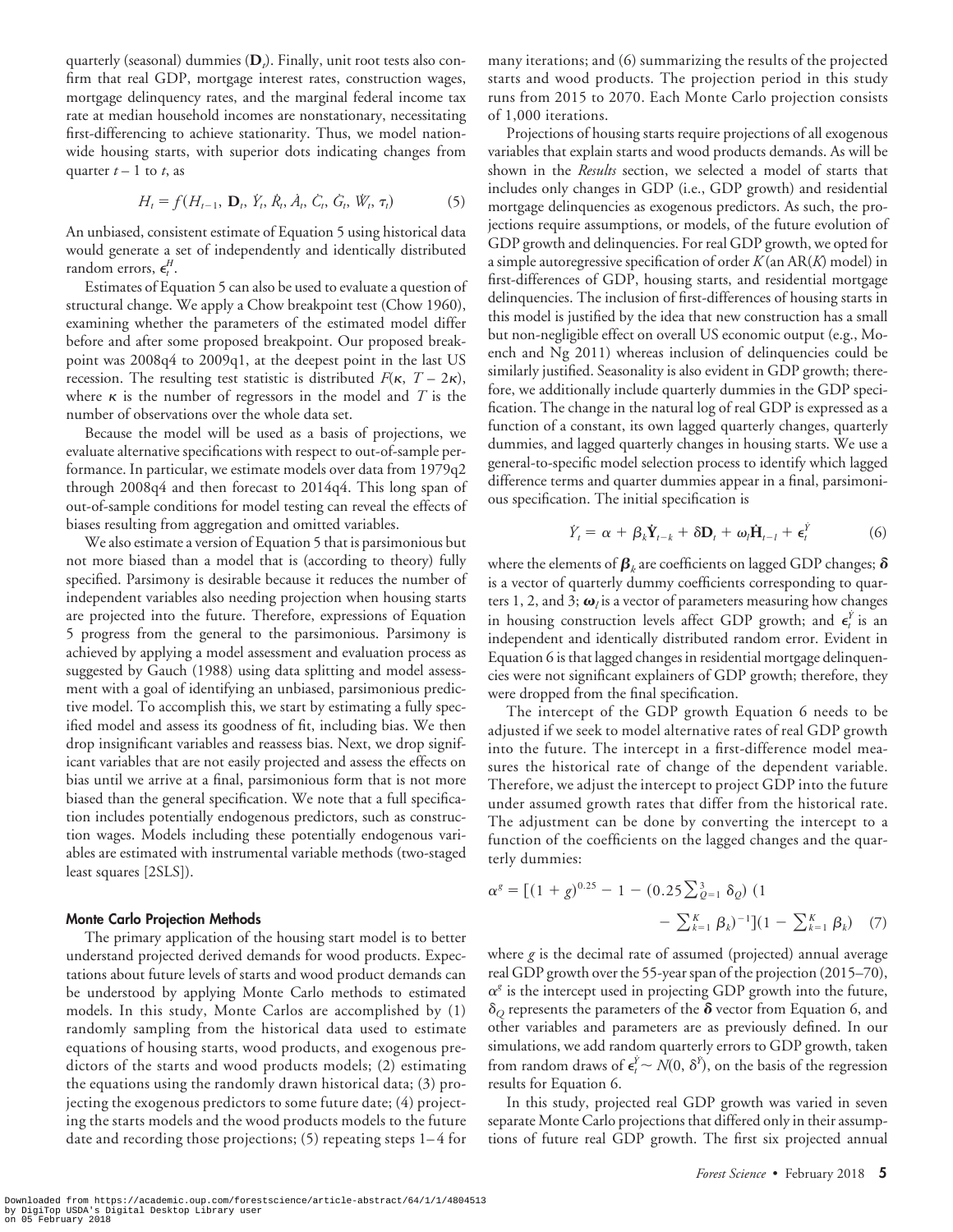quarterly (seasonal) dummies ($\mathbf{D}_t$). Finally, unit root tests also confirm that real GDP, mortgage interest rates, construction wages, mortgage delinquency rates, and the marginal federal income tax rate at median household incomes are nonstationary, necessitating first-differencing to achieve stationarity. Thus, we model nationwide housing starts, with superior dots indicating changes from quarter $t - 1$ to $t$, as

$$H_t = f(H_{t-1},\ \mathbf{D}_t,\ \dot{Y}_t,\ \dot{R}_t,\ \dot{A}_t,\ \dot{C}_t,\ \dot{G}_t,\ \dot{W}_t,\ \tau_t) \tag{5}$$

An unbiased, consistent estimate of Equation 5 using historical data would generate a set of independently and identically distributed random errors, $\epsilon_t^H$.

Estimates of Equation 5 can also be used to evaluate a question of structural change. We apply a Chow breakpoint test (Chow 1960), examining whether the parameters of the estimated model differ before and after some proposed breakpoint. Our proposed breakpoint was 2008q4 to 2009q1, at the deepest point in the last US recession. The resulting test statistic is distributed $F(\kappa,\ T - 2\kappa)$, where $\kappa$ is the number of regressors in the model and $T$ is the number of observations over the whole data set.

Because the model will be used as a basis of projections, we evaluate alternative specifications with respect to out-of-sample performance. In particular, we estimate models over data from 1979q2 through 2008q4 and then forecast to 2014q4. This long span of out-of-sample conditions for model testing can reveal the effects of biases resulting from aggregation and omitted variables.

We also estimate a version of Equation 5 that is parsimonious but not more biased than a model that is (according to theory) fully specified. Parsimony is desirable because it reduces the number of independent variables also needing projection when housing starts are projected into the future. Therefore, expressions of Equation 5 progress from the general to the parsimonious. Parsimony is achieved by applying a model assessment and evaluation process as suggested by Gauch (1988) using data splitting and model assessment with a goal of identifying an unbiased, parsimonious predictive model. To accomplish this, we start by estimating a fully specified model and assess its goodness of fit, including bias. We then drop insignificant variables and reassess bias. Next, we drop significant variables that are not easily projected and assess the effects on bias until we arrive at a final, parsimonious form that is not more biased than the general specification. We note that a full specification includes potentially endogenous predictors, such as construction wages. Models including these potentially endogenous variables are estimated with instrumental variable methods (two-staged least squares [2SLS]).

### Monte Carlo Projection Methods

The primary application of the housing start model is to better understand projected derived demands for wood products. Expectations about future levels of starts and wood product demands can be understood by applying Monte Carlo methods to estimated models. In this study, Monte Carlos are accomplished by (1) randomly sampling from the historical data used to estimate equations of housing starts, wood products, and exogenous predictors of the starts and wood products models; (2) estimating the equations using the randomly drawn historical data; (3) projecting the exogenous predictors to some future date; (4) projecting the starts models and the wood products models to the future date and recording those projections; (5) repeating steps 1–4 for many iterations; and (6) summarizing the results of the projected starts and wood products. The projection period in this study runs from 2015 to 2070. Each Monte Carlo projection consists of 1,000 iterations.

Projections of housing starts require projections of all exogenous variables that explain starts and wood products demands. As will be shown in the *Results* section, we selected a model of starts that includes only changes in GDP (i.e., GDP growth) and residential mortgage delinquencies as exogenous predictors. As such, the projections require assumptions, or models, of the future evolution of GDP growth and delinquencies. For real GDP growth, we opted for a simple autoregressive specification of order $K$ (an AR($K$) model) in first-differences of GDP, housing starts, and residential mortgage delinquencies. The inclusion of first-differences of housing starts in this model is justified by the idea that new construction has a small but non-negligible effect on overall US economic output (e.g., Moench and Ng 2011) whereas inclusion of delinquencies could be similarly justified. Seasonality is also evident in GDP growth; therefore, we additionally include quarterly dummies in the GDP specification. The change in the natural log of real GDP is expressed as a function of a constant, its own lagged quarterly changes, quarterly dummies, and lagged quarterly changes in housing starts. We use a general-to-specific model selection process to identify which lagged difference terms and quarter dummies appear in a final, parsimonious specification. The initial specification is

$$\dot{Y}_t = \alpha + \boldsymbol{\beta}_k \dot{\mathbf{Y}}_{t-k} + \boldsymbol{\delta}\mathbf{D}_t + \boldsymbol{\omega}_l \dot{\mathbf{H}}_{t-l} + \epsilon_t^{\dot{Y}} \tag{6}$$

where the elements of $\boldsymbol{\beta}_k$ are coefficients on lagged GDP changes; $\boldsymbol{\delta}$ is a vector of quarterly dummy coefficients corresponding to quarters 1, 2, and 3; $\boldsymbol{\omega}_l$ is a vector of parameters measuring how changes in housing construction levels affect GDP growth; and $\epsilon_t^{\dot{Y}}$ is an independent and identically distributed random error. Evident in Equation 6 is that lagged changes in residential mortgage delinquencies were not significant explainers of GDP growth; therefore, they were dropped from the final specification.

The intercept of the GDP growth Equation 6 needs to be adjusted if we seek to model alternative rates of real GDP growth into the future. The intercept in a first-difference model measures the historical rate of change of the dependent variable. Therefore, we adjust the intercept to project GDP into the future under assumed growth rates that differ from the historical rate. The adjustment can be done by converting the intercept to a function of the coefficients on the lagged changes and the quarterly dummies:

$$\alpha^g = \left[(1 + g)^{0.25} - 1 - \left(0.25 \textstyle\sum_{Q=1}^{3} \delta_Q\right)\left(1 - \textstyle\sum_{k=1}^{K} \beta_k\right)^{-1}\right]\left(1 - \textstyle\sum_{k=1}^{K} \beta_k\right) \tag{7}$$

where $g$ is the decimal rate of assumed (projected) annual average real GDP growth over the 55-year span of the projection (2015–70), $\alpha^g$ is the intercept used in projecting GDP growth into the future, $\delta_Q$ represents the parameters of the $\boldsymbol{\delta}$ vector from Equation 6, and other variables and parameters are as previously defined. In our simulations, we add random quarterly errors to GDP growth, taken from random draws of $\epsilon_t^{\dot{Y}} \sim N(0,\ \delta^{\dot{Y}})$, on the basis of the regression results for Equation 6.

In this study, projected real GDP growth was varied in seven separate Monte Carlo projections that differed only in their assumptions of future real GDP growth. The first six projected annual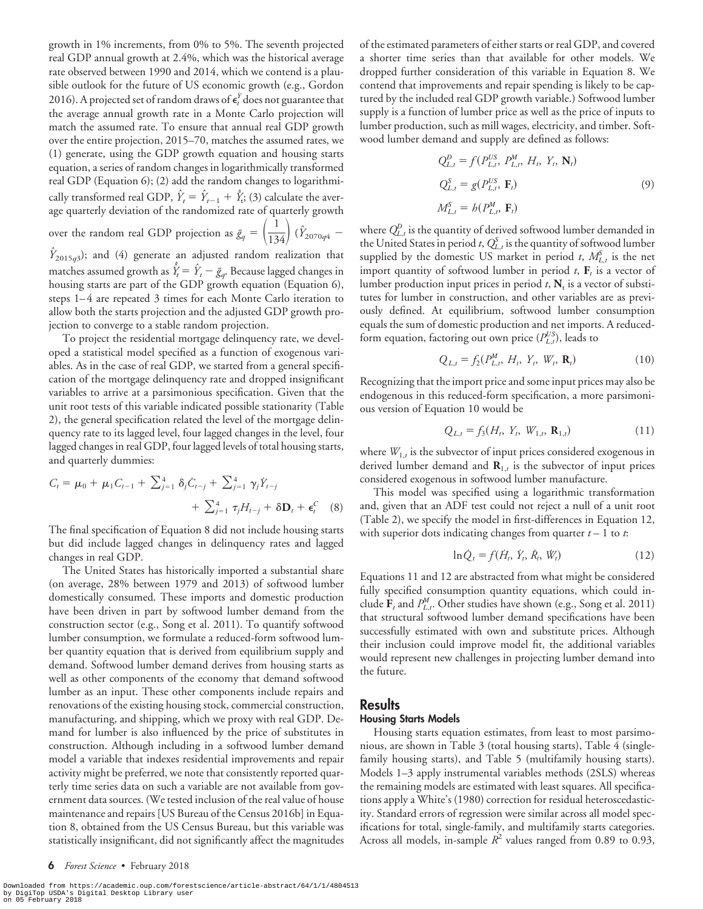growth in 1% increments, from 0% to 5%. The seventh projected real GDP annual growth at 2.4%, which was the historical average rate observed between 1990 and 2014, which we contend is a plausible outlook for the future of US economic growth (e.g., Gordon 2016). A projected set of random draws of $\epsilon_t^{\dot{Y}}$ does not guarantee that the average annual growth rate in a Monte Carlo projection will match the assumed rate. To ensure that annual real GDP growth over the entire projection, 2015–70, matches the assumed rates, we (1) generate, using the GDP growth equation and housing starts equation, a series of random changes in logarithmically transformed real GDP (Equation 6); (2) add the random changes to logarithmically transformed real GDP, $\hat{Y}_t = \hat{Y}_{t-1} + \hat{\dot{Y}}_t$; (3) calculate the average quarterly deviation of the randomized rate of quarterly growth over the random real GDP projection as $\bar{g}_q = \left(\frac{1}{134}\right)(\hat{Y}_{2070q4} - \hat{Y}_{2015q3})$; and (4) generate an adjusted random realization that matches assumed growth as $\hat{\dot{Y}}_t = \hat{Y}_t - \bar{g}_q$. Because lagged changes in housing starts are part of the GDP growth equation (Equation 6), steps 1–4 are repeated 3 times for each Monte Carlo iteration to allow both the starts projection and the adjusted GDP growth projection to converge to a stable random projection.

To project the residential mortgage delinquency rate, we developed a statistical model specified as a function of exogenous variables. As in the case of real GDP, we started from a general specification of the mortgage delinquency rate and dropped insignificant variables to arrive at a parsimonious specification. Given that the unit root tests of this variable indicated possible stationarity (Table 2), the general specification related the level of the mortgage delinquency rate to its lagged level, four lagged changes in the level, four lagged changes in real GDP, four lagged levels of total housing starts, and quarterly dummies:

$$C_t = \mu_0 + \mu_1 C_{t-1} + \sum_{j=1}^{4} \delta_j \dot{C}_{t-j} + \sum_{j=1}^{4} \gamma_j \dot{Y}_{t-j} + \sum_{j=1}^{4} \tau_j H_{t-j} + \boldsymbol{\delta}\mathbf{D}_t + \epsilon_t^C \quad (8)$$

The final specification of Equation 8 did not include housing starts but did include lagged changes in delinquency rates and lagged changes in real GDP.

The United States has historically imported a substantial share (on average, 28% between 1979 and 2013) of softwood lumber domestically consumed. These imports and domestic production have been driven in part by softwood lumber demand from the construction sector (e.g., Song et al. 2011). To quantify softwood lumber consumption, we formulate a reduced-form softwood lumber quantity equation that is derived from equilibrium supply and demand. Softwood lumber demand derives from housing starts as well as other components of the economy that demand softwood lumber as an input. These other components include repairs and renovations of the existing housing stock, commercial construction, manufacturing, and shipping, which we proxy with real GDP. Demand for lumber is also influenced by the price of substitutes in construction. Although including in a softwood lumber demand model a variable that indexes residential improvements and repair activity might be preferred, we note that consistently reported quarterly time series data on such a variable are not available from government data sources. (We tested inclusion of the real value of house maintenance and repairs [US Bureau of the Census 2016b] in Equation 8, obtained from the US Census Bureau, but this variable was statistically insignificant, did not significantly affect the magnitudes of the estimated parameters of either starts or real GDP, and covered a shorter time series than that available for other models. We dropped further consideration of this variable in Equation 8. We contend that improvements and repair spending is likely to be captured by the included real GDP growth variable.) Softwood lumber supply is a function of lumber price as well as the price of inputs to lumber production, such as mill wages, electricity, and timber. Softwood lumber demand and supply are defined as follows:

$$\begin{aligned} Q_{L,t}^{D} &= f(P_{L,t}^{US}, P_{L,t}^{M}, H_t, Y_t, \mathbf{N}_t) \\ Q_{L,t}^{S} &= g(P_{L,t}^{US}, \mathbf{F}_t) \\ M_{L,t}^{S} &= h(P_{L,t}^{M}, \mathbf{F}_t) \end{aligned} \quad (9)$$

where $Q_{L,t}^{D}$ is the quantity of derived softwood lumber demanded in the United States in period $t$, $Q_{L,t}^{S}$ is the quantity of softwood lumber supplied by the domestic US market in period $t$, $M_{L,t}^{S}$ is the net import quantity of softwood lumber in period $t$, $\mathbf{F}_t$ is a vector of lumber production input prices in period $t$, $\mathbf{N}_t$ is a vector of substitutes for lumber in construction, and other variables are as previously defined. At equilibrium, softwood lumber consumption equals the sum of domestic production and net imports. A reduced-form equation, factoring out own price ($P_{L,t}^{US}$), leads to

$$Q_{L,t} = f_2(P_{L,t}^{M}, H_t, Y_t, W_t, \mathbf{R}_t) \quad (10)$$

Recognizing that the import price and some input prices may also be endogenous in this reduced-form specification, a more parsimonious version of Equation 10 would be

$$Q_{L,t} = f_3(H_t, Y_t, W_{1,t}, \mathbf{R}_{1,t}) \quad (11)$$

where $W_{1,t}$ is the subvector of input prices considered exogenous in derived lumber demand and $\mathbf{R}_{1,t}$ is the subvector of input prices considered exogenous in softwood lumber manufacture.

This model was specified using a logarithmic transformation and, given that an ADF test could not reject a null of a unit root (Table 2), we specify the model in first-differences in Equation 12, with superior dots indicating changes from quarter $t-1$ to $t$:

$$\ln \dot{Q}_t = f(\dot{H}_t, \dot{Y}_t, \dot{R}_t, \dot{W}_t) \quad (12)$$

Equations 11 and 12 are abstracted from what might be considered fully specified consumption quantity equations, which could include $\mathbf{F}_t$ and $P_{L,t}^{M}$. Other studies have shown (e.g., Song et al. 2011) that structural softwood lumber demand specifications have been successfully estimated with own and substitute prices. Although their inclusion could improve model fit, the additional variables would represent new challenges in projecting lumber demand into the future.

## Results

### Housing Starts Models

Housing starts equation estimates, from least to most parsimonious, are shown in Table 3 (total housing starts), Table 4 (single-family housing starts), and Table 5 (multifamily housing starts). Models 1–3 apply instrumental variables methods (2SLS) whereas the remaining models are estimated with least squares. All specifications apply a White's (1980) correction for residual heteroscedasticity. Standard errors of regression were similar across all model specifications for total, single-family, and multifamily starts categories. Across all models, in-sample $R^2$ values ranged from 0.89 to 0.93,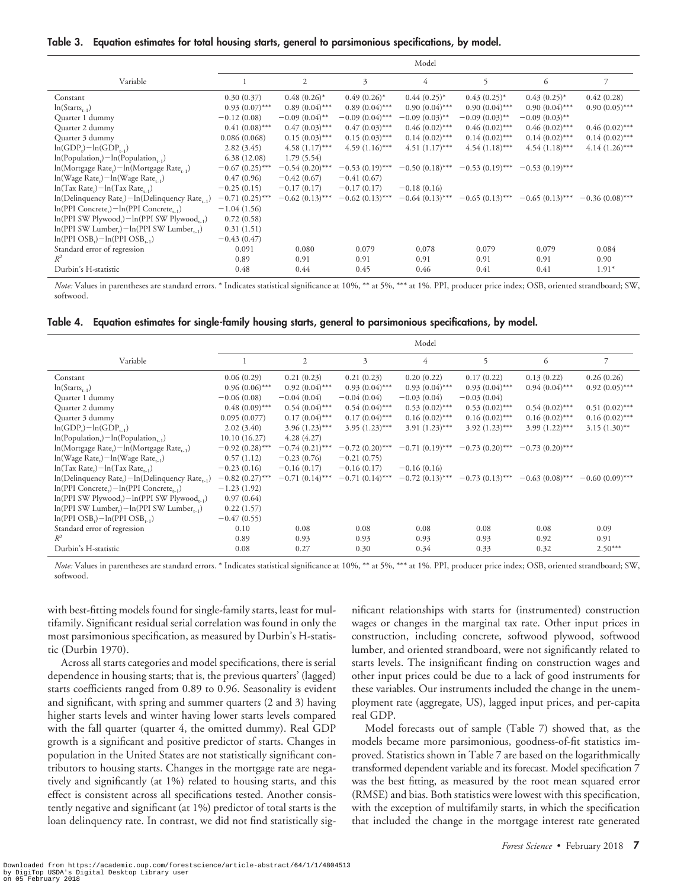**Table 3. Equation estimates for total housing starts, general to parsimonious specifications, by model.**

| Variable | Model 1 | 2 | 3 | 4 | 5 | 6 | 7 |
|---|---|---|---|---|---|---|---|
| Constant | 0.30 (0.37) | 0.48 (0.26)* | 0.49 (0.26)* | 0.44 (0.25)* | 0.43 (0.25)* | 0.43 (0.25)* | 0.42 (0.28) |
| $\ln(\text{Starts}_{t-1})$ | 0.93 (0.07)*** | 0.89 (0.04)*** | 0.89 (0.04)*** | 0.90 (0.04)*** | 0.90 (0.04)*** | 0.90 (0.04)*** | 0.90 (0.05)*** |
| Quarter 1 dummy | −0.12 (0.08) | −0.09 (0.04)** | −0.09 (0.04)*** | −0.09 (0.03)** | −0.09 (0.03)** | −0.09 (0.03)** | |
| Quarter 2 dummy | 0.41 (0.08)*** | 0.47 (0.03)*** | 0.47 (0.03)*** | 0.46 (0.02)*** | 0.46 (0.02)*** | 0.46 (0.02)*** | 0.46 (0.02)*** |
| Quarter 3 dummy | 0.086 (0.068) | 0.15 (0.03)*** | 0.15 (0.03)*** | 0.14 (0.02)*** | 0.14 (0.02)*** | 0.14 (0.02)*** | 0.14 (0.02)*** |
| $\ln(\text{GDP}_t)-\ln(\text{GDP}_{t-1})$ | 2.82 (3.45) | 4.58 (1.17)*** | 4.59 (1.16)*** | 4.51 (1.17)*** | 4.54 (1.18)*** | 4.54 (1.18)*** | 4.14 (1.26)*** |
| $\ln(\text{Population}_t)-\ln(\text{Population}_{t-1})$ | 6.38 (12.08) | 1.79 (5.54) | | | | | |
| $\ln(\text{Mortgage Rate}_t)-\ln(\text{Mortgage Rate}_{t-1})$ | −0.67 (0.25)*** | −0.54 (0.20)*** | −0.53 (0.19)*** | −0.50 (0.18)*** | −0.53 (0.19)*** | −0.53 (0.19)*** | |
| $\ln(\text{Wage Rate}_t)-\ln(\text{Wage Rate}_{t-1})$ | 0.47 (0.96) | −0.42 (0.67) | −0.41 (0.67) | | | | |
| $\ln(\text{Tax Rate}_t)-\ln(\text{Tax Rate}_{t-1})$ | −0.25 (0.15) | −0.17 (0.17) | −0.17 (0.17) | −0.18 (0.16) | | | |
| $\ln(\text{Delinquency Rate}_t)-\ln(\text{Delinquency Rate}_{t-1})$ | −0.71 (0.25)*** | −0.62 (0.13)*** | −0.62 (0.13)*** | −0.64 (0.13)*** | −0.65 (0.13)*** | −0.65 (0.13)*** | −0.36 (0.08)*** |
| $\ln(\text{PPI Concrete}_t)-\ln(\text{PPI Concrete}_{t-1})$ | −1.04 (1.56) | | | | | | |
| $\ln(\text{PPI SW Plywood}_t)-\ln(\text{PPI SW Plywood}_{t-1})$ | 0.72 (0.58) | | | | | | |
| $\ln(\text{PPI SW Lumber}_t)-\ln(\text{PPI SW Lumber}_{t-1})$ | 0.31 (1.51) | | | | | | |
| $\ln(\text{PPI OSB}_t)-\ln(\text{PPI OSB}_{t-1})$ | −0.43 (0.47) | | | | | | |
| Standard error of regression | 0.091 | 0.080 | 0.079 | 0.078 | 0.079 | 0.079 | 0.084 |
| $R^2$ | 0.89 | 0.91 | 0.91 | 0.91 | 0.91 | 0.91 | 0.90 |
| Durbin's H-statistic | 0.48 | 0.44 | 0.45 | 0.46 | 0.41 | 0.41 | 1.91* |

*Note:* Values in parentheses are standard errors. * Indicates statistical significance at 10%, ** at 5%, *** at 1%. PPI, producer price index; OSB, oriented strandboard; SW, softwood.

**Table 4. Equation estimates for single-family housing starts, general to parsimonious specifications, by model.**

| Variable | Model 1 | 2 | 3 | 4 | 5 | 6 | 7 |
|---|---|---|---|---|---|---|---|
| Constant | 0.06 (0.29) | 0.21 (0.23) | 0.21 (0.23) | 0.20 (0.22) | 0.17 (0.22) | 0.13 (0.22) | 0.26 (0.26) |
| $\ln(\text{Starts}_{t-1})$ | 0.96 (0.06)*** | 0.92 (0.04)*** | 0.93 (0.04)*** | 0.93 (0.04)*** | 0.93 (0.04)*** | 0.94 (0.04)*** | 0.92 (0.05)*** |
| Quarter 1 dummy | −0.06 (0.08) | −0.04 (0.04) | −0.04 (0.04) | −0.03 (0.04) | −0.03 (0.04) | | |
| Quarter 2 dummy | 0.48 (0.09)*** | 0.54 (0.04)*** | 0.54 (0.04)*** | 0.53 (0.02)*** | 0.53 (0.02)*** | 0.54 (0.02)*** | 0.51 (0.02)*** |
| Quarter 3 dummy | 0.095 (0.077) | 0.17 (0.04)*** | 0.17 (0.04)*** | 0.16 (0.02)*** | 0.16 (0.02)*** | 0.16 (0.02)*** | 0.16 (0.02)*** |
| $\ln(\text{GDP}_t)-\ln(\text{GDP}_{t-1})$ | 2.02 (3.40) | 3.96 (1.23)*** | 3.95 (1.23)*** | 3.91 (1.23)*** | 3.92 (1.23)*** | 3.99 (1.22)*** | 3.15 (1.30)** |
| $\ln(\text{Population}_t)-\ln(\text{Population}_{t-1})$ | 10.10 (16.27) | 4.28 (4.27) | | | | | |
| $\ln(\text{Mortgage Rate}_t)-\ln(\text{Mortgage Rate}_{t-1})$ | −0.92 (0.28)*** | −0.74 (0.21)*** | −0.72 (0.20)*** | −0.71 (0.19)*** | −0.73 (0.20)*** | −0.73 (0.20)*** | |
| $\ln(\text{Wage Rate}_t)-\ln(\text{Wage Rate}_{t-1})$ | 0.57 (1.12) | −0.23 (0.76) | −0.21 (0.75) | | | | |
| $\ln(\text{Tax Rate}_t)-\ln(\text{Tax Rate}_{t-1})$ | −0.23 (0.16) | −0.16 (0.17) | −0.16 (0.17) | −0.16 (0.16) | | | |
| $\ln(\text{Delinquency Rate}_t)-\ln(\text{Delinquency Rate}_{t-1})$ | −0.82 (0.27)*** | −0.71 (0.14)*** | −0.71 (0.14)*** | −0.72 (0.13)*** | −0.73 (0.13)*** | −0.63 (0.08)*** | −0.60 (0.09)*** |
| $\ln(\text{PPI Concrete}_t)-\ln(\text{PPI Concrete}_{t-1})$ | −1.23 (1.92) | | | | | | |
| $\ln(\text{PPI SW Plywood}_t)-\ln(\text{PPI SW Plywood}_{t-1})$ | 0.97 (0.64) | | | | | | |
| $\ln(\text{PPI SW Lumber}_t)-\ln(\text{PPI SW Lumber}_{t-1})$ | 0.22 (1.57) | | | | | | |
| $\ln(\text{PPI OSB}_t)-\ln(\text{PPI OSB}_{t-1})$ | −0.47 (0.55) | | | | | | |
| Standard error of regression | 0.10 | 0.08 | 0.08 | 0.08 | 0.08 | 0.08 | 0.09 |
| $R^2$ | 0.89 | 0.93 | 0.93 | 0.93 | 0.93 | 0.92 | 0.91 |
| Durbin's H-statistic | 0.08 | 0.27 | 0.30 | 0.34 | 0.33 | 0.32 | 2.50*** |

*Note:* Values in parentheses are standard errors. * Indicates statistical significance at 10%, ** at 5%, *** at 1%. PPI, producer price index; OSB, oriented strandboard; SW, softwood.

with best-fitting models found for single-family starts, least for multifamily. Significant residual serial correlation was found in only the most parsimonious specification, as measured by Durbin's H-statistic (Durbin 1970).

Across all starts categories and model specifications, there is serial dependence in housing starts; that is, the previous quarters' (lagged) starts coefficients ranged from 0.89 to 0.96. Seasonality is evident and significant, with spring and summer quarters (2 and 3) having higher starts levels and winter having lower starts levels compared with the fall quarter (quarter 4, the omitted dummy). Real GDP growth is a significant and positive predictor of starts. Changes in population in the United States are not statistically significant contributors to housing starts. Changes in the mortgage rate are negatively and significantly (at 1%) related to housing starts, and this effect is consistent across all specifications tested. Another consistently negative and significant (at 1%) predictor of total starts is the loan delinquency rate. In contrast, we did not find statistically significant relationships with starts for (instrumented) construction wages or changes in the marginal tax rate. Other input prices in construction, including concrete, softwood plywood, softwood lumber, and oriented strandboard, were not significantly related to starts levels. The insignificant finding on construction wages and other input prices could be due to a lack of good instruments for these variables. Our instruments included the change in the unemployment rate (aggregate, US), lagged input prices, and per-capita real GDP.

Model forecasts out of sample (Table 7) showed that, as the models became more parsimonious, goodness-of-fit statistics improved. Statistics shown in Table 7 are based on the logarithmically transformed dependent variable and its forecast. Model specification 7 was the best fitting, as measured by the root mean squared error (RMSE) and bias. Both statistics were lowest with this specification, with the exception of multifamily starts, in which the specification that included the change in the mortgage interest rate generated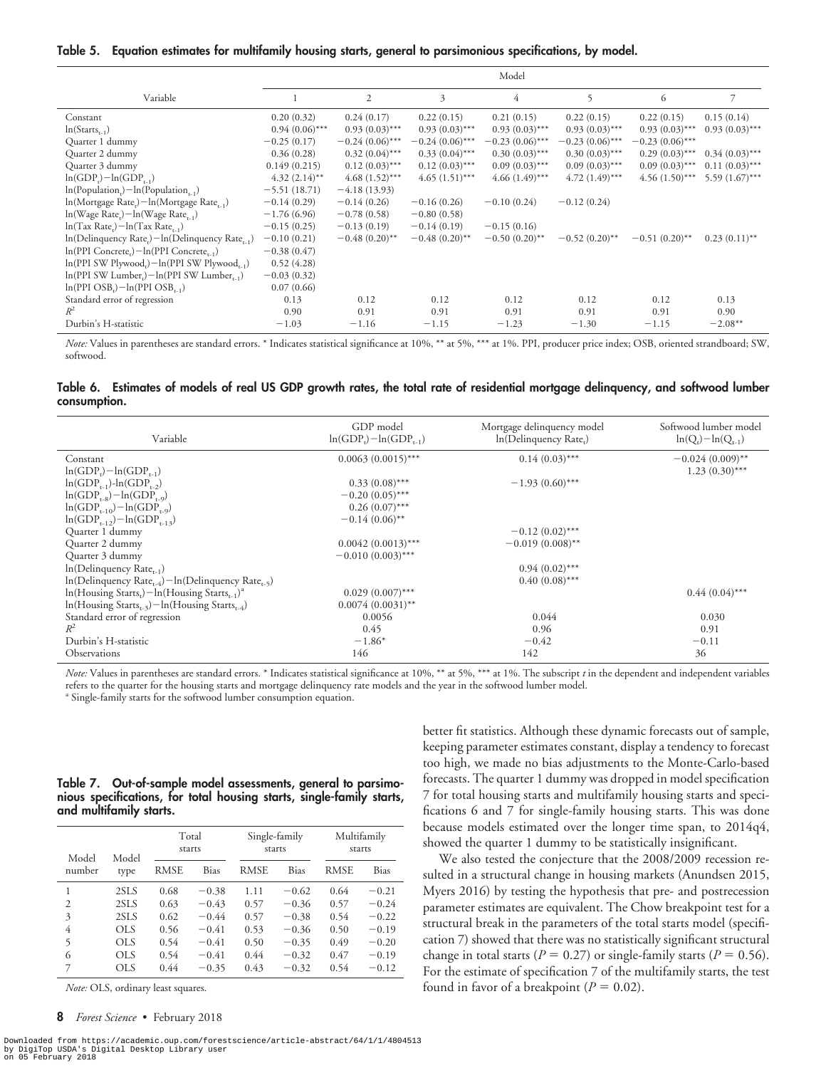**Table 5. Equation estimates for multifamily housing starts, general to parsimonious specifications, by model.**

| Variable | Model 1 | 2 | 3 | 4 | 5 | 6 | 7 |
|---|---|---|---|---|---|---|---|
| Constant | 0.20 (0.32) | 0.24 (0.17) | 0.22 (0.15) | 0.21 (0.15) | 0.22 (0.15) | 0.22 (0.15) | 0.15 (0.14) |
| $\ln(\text{Starts}_{t-1})$ | 0.94 (0.06)*** | 0.93 (0.03)*** | 0.93 (0.03)*** | 0.93 (0.03)*** | 0.93 (0.03)*** | 0.93 (0.03)*** | 0.93 (0.03)*** |
| Quarter 1 dummy | −0.25 (0.17) | −0.24 (0.06)*** | −0.24 (0.06)*** | −0.23 (0.06)*** | −0.23 (0.06)*** | −0.23 (0.06)*** | |
| Quarter 2 dummy | 0.36 (0.28) | 0.32 (0.04)*** | 0.33 (0.04)*** | 0.30 (0.03)*** | 0.30 (0.03)*** | 0.29 (0.03)*** | 0.34 (0.03)*** |
| Quarter 3 dummy | 0.149 (0.215) | 0.12 (0.03)*** | 0.12 (0.03)*** | 0.09 (0.03)*** | 0.09 (0.03)*** | 0.09 (0.03)*** | 0.11 (0.03)*** |
| $\ln(\text{GDP}_t)-\ln(\text{GDP}_{t-1})$ | 4.32 (2.14)** | 4.68 (1.52)*** | 4.65 (1.51)*** | 4.66 (1.49)*** | 4.72 (1.49)*** | 4.56 (1.50)*** | 5.59 (1.67)*** |
| $\ln(\text{Population}_t)-\ln(\text{Population}_{t-1})$ | −5.51 (18.71) | −4.18 (13.93) | | | | | |
| $\ln(\text{Mortgage Rate}_t)-\ln(\text{Mortgage Rate}_{t-1})$ | −0.14 (0.29) | −0.14 (0.26) | −0.16 (0.26) | −0.10 (0.24) | −0.12 (0.24) | | |
| $\ln(\text{Wage Rate}_t)-\ln(\text{Wage Rate}_{t-1})$ | −1.76 (6.96) | −0.78 (0.58) | −0.80 (0.58) | | | | |
| $\ln(\text{Tax Rate}_t)-\ln(\text{Tax Rate}_{t-1})$ | −0.15 (0.25) | −0.13 (0.19) | −0.14 (0.19) | −0.15 (0.16) | | | |
| $\ln(\text{Delinquency Rate}_t)-\ln(\text{Delinquency Rate}_{t-1})$ | −0.10 (0.21) | −0.48 (0.20)** | −0.48 (0.20)** | −0.50 (0.20)** | −0.52 (0.20)** | −0.51 (0.20)** | 0.23 (0.11)** |
| $\ln(\text{PPI Concrete}_t)-\ln(\text{PPI Concrete}_{t-1})$ | −0.38 (0.47) | | | | | | |
| $\ln(\text{PPI SW Plywood}_t)-\ln(\text{PPI SW Plywood}_{t-1})$ | 0.52 (4.28) | | | | | | |
| $\ln(\text{PPI SW Lumber}_t)-\ln(\text{PPI SW Lumber}_{t-1})$ | −0.03 (0.32) | | | | | | |
| $\ln(\text{PPI OSB}_t)-\ln(\text{PPI OSB}_{t-1})$ | 0.07 (0.66) | | | | | | |
| Standard error of regression | 0.13 | 0.12 | 0.12 | 0.12 | 0.12 | 0.12 | 0.13 |
| $R^2$ | 0.90 | 0.91 | 0.91 | 0.91 | 0.91 | 0.91 | 0.90 |
| Durbin's H-statistic | −1.03 | −1.16 | −1.15 | −1.23 | −1.30 | −1.15 | −2.08** |

*Note:* Values in parentheses are standard errors. * Indicates statistical significance at 10%, ** at 5%, *** at 1%. PPI, producer price index; OSB, oriented strandboard; SW, softwood.

**Table 6. Estimates of models of real US GDP growth rates, the total rate of residential mortgage delinquency, and softwood lumber consumption.**

| Variable | GDP model $\ln(\text{GDP}_t)-\ln(\text{GDP}_{t-1})$ | Mortgage delinquency model $\ln(\text{Delinquency Rate}_t)$ | Softwood lumber model $\ln(Q_t)-\ln(Q_{t-1})$ |
|---|---|---|---|
| Constant | 0.0063 (0.0015)*** | 0.14 (0.03)*** | −0.024 (0.009)** |
| $\ln(\text{GDP}_t)-\ln(\text{GDP}_{t-1})$ | | | 1.23 (0.30)*** |
| $\ln(\text{GDP}_{t-1})-\ln(\text{GDP}_{t-2})$ | 0.33 (0.08)*** | −1.93 (0.60)*** | |
| $\ln(\text{GDP}_{t-8})-\ln(\text{GDP}_{t-9})$ | −0.20 (0.05)*** | | |
| $\ln(\text{GDP}_{t-10})-\ln(\text{GDP}_{t-9})$ | 0.26 (0.07)*** | | |
| $\ln(\text{GDP}_{t-12})-\ln(\text{GDP}_{t-13})$ | −0.14 (0.06)** | | |
| Quarter 1 dummy | | −0.12 (0.02)*** | |
| Quarter 2 dummy | 0.0042 (0.0013)*** | −0.019 (0.008)** | |
| Quarter 3 dummy | −0.010 (0.003)*** | | |
| $\ln(\text{Delinquency Rate}_{t-1})$ | | 0.94 (0.02)*** | |
| $\ln(\text{Delinquency Rate}_{t-4})-\ln(\text{Delinquency Rate}_{t-5})$ | | 0.40 (0.08)*** | |
| $\ln(\text{Housing Starts}_t)-\ln(\text{Housing Starts}_{t-1})$[a] | 0.029 (0.007)*** | | 0.44 (0.04)*** |
| $\ln(\text{Housing Starts}_{t-3})-\ln(\text{Housing Starts}_{t-4})$ | 0.0074 (0.0031)** | | |
| Standard error of regression | 0.0056 | 0.044 | 0.030 |
| $R^2$ | 0.45 | 0.96 | 0.91 |
| Durbin's H-statistic | −1.86* | −0.42 | −0.11 |
| Observations | 146 | 142 | 36 |

*Note:* Values in parentheses are standard errors. * Indicates statistical significance at 10%, ** at 5%, *** at 1%. The subscript $t$ in the dependent and independent variables refers to the quarter for the housing starts and mortgage delinquency rate models and the year in the softwood lumber model.
[a] Single-family starts for the softwood lumber consumption equation.

**Table 7. Out-of-sample model assessments, general to parsimonious specifications, for total housing starts, single-family starts, and multifamily starts.**

| Model number | Model type | Total starts | | Single-family starts | | Multifamily starts | |
|---|---|---|---|---|---|---|---|
| | | RMSE | Bias | RMSE | Bias | RMSE | Bias |
| 1 | 2SLS | 0.68 | −0.38 | 1.11 | −0.62 | 0.64 | −0.21 |
| 2 | 2SLS | 0.63 | −0.43 | 0.57 | −0.36 | 0.57 | −0.24 |
| 3 | 2SLS | 0.62 | −0.44 | 0.57 | −0.38 | 0.54 | −0.22 |
| 4 | OLS | 0.56 | −0.41 | 0.53 | −0.36 | 0.50 | −0.19 |
| 5 | OLS | 0.54 | −0.41 | 0.50 | −0.35 | 0.49 | −0.20 |
| 6 | OLS | 0.54 | −0.41 | 0.44 | −0.32 | 0.47 | −0.19 |
| 7 | OLS | 0.44 | −0.35 | 0.43 | −0.32 | 0.54 | −0.12 |

*Note:* OLS, ordinary least squares.

better fit statistics. Although these dynamic forecasts out of sample, keeping parameter estimates constant, display a tendency to forecast too high, we made no bias adjustments to the Monte-Carlo-based forecasts. The quarter 1 dummy was dropped in model specification 7 for total housing starts and multifamily housing starts and specifications 6 and 7 for single-family housing starts. This was done because models estimated over the longer time span, to 2014q4, showed the quarter 1 dummy to be statistically insignificant.

We also tested the conjecture that the 2008/2009 recession resulted in a structural change in housing markets (Anundsen 2015, Myers 2016) by testing the hypothesis that pre- and postrecession parameter estimates are equivalent. The Chow breakpoint test for a structural break in the parameters of the total starts model (specification 7) showed that there was no statistically significant structural change in total starts ($P = 0.27$) or single-family starts ($P = 0.56$). For the estimate of specification 7 of the multifamily starts, the test found in favor of a breakpoint ($P = 0.02$).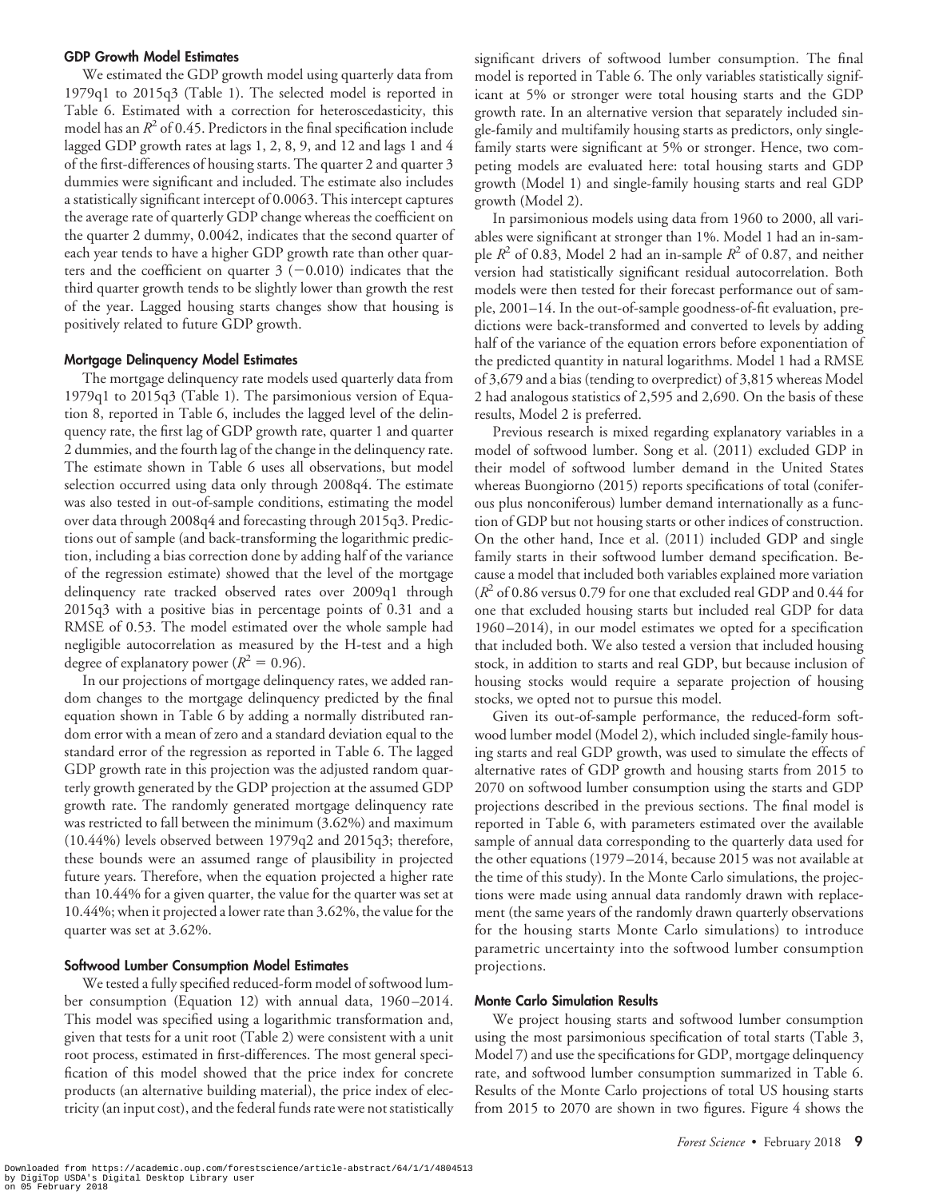### GDP Growth Model Estimates

We estimated the GDP growth model using quarterly data from 1979q1 to 2015q3 (Table 1). The selected model is reported in Table 6. Estimated with a correction for heteroscedasticity, this model has an $R^2$ of 0.45. Predictors in the final specification include lagged GDP growth rates at lags 1, 2, 8, 9, and 12 and lags 1 and 4 of the first-differences of housing starts. The quarter 2 and quarter 3 dummies were significant and included. The estimate also includes a statistically significant intercept of 0.0063. This intercept captures the average rate of quarterly GDP change whereas the coefficient on the quarter 2 dummy, 0.0042, indicates that the second quarter of each year tends to have a higher GDP growth rate than other quarters and the coefficient on quarter 3 ($-0.010$) indicates that the third quarter growth tends to be slightly lower than growth the rest of the year. Lagged housing starts changes show that housing is positively related to future GDP growth.

### Mortgage Delinquency Model Estimates

The mortgage delinquency rate models used quarterly data from 1979q1 to 2015q3 (Table 1). The parsimonious version of Equation 8, reported in Table 6, includes the lagged level of the delinquency rate, the first lag of GDP growth rate, quarter 1 and quarter 2 dummies, and the fourth lag of the change in the delinquency rate. The estimate shown in Table 6 uses all observations, but model selection occurred using data only through 2008q4. The estimate was also tested in out-of-sample conditions, estimating the model over data through 2008q4 and forecasting through 2015q3. Predictions out of sample (and back-transforming the logarithmic prediction, including a bias correction done by adding half of the variance of the regression estimate) showed that the level of the mortgage delinquency rate tracked observed rates over 2009q1 through 2015q3 with a positive bias in percentage points of 0.31 and a RMSE of 0.53. The model estimated over the whole sample had negligible autocorrelation as measured by the H-test and a high degree of explanatory power ($R^2 = 0.96$).

In our projections of mortgage delinquency rates, we added random changes to the mortgage delinquency predicted by the final equation shown in Table 6 by adding a normally distributed random error with a mean of zero and a standard deviation equal to the standard error of the regression as reported in Table 6. The lagged GDP growth rate in this projection was the adjusted random quarterly growth generated by the GDP projection at the assumed GDP growth rate. The randomly generated mortgage delinquency rate was restricted to fall between the minimum (3.62%) and maximum (10.44%) levels observed between 1979q2 and 2015q3; therefore, these bounds were an assumed range of plausibility in projected future years. Therefore, when the equation projected a higher rate than 10.44% for a given quarter, the value for the quarter was set at 10.44%; when it projected a lower rate than 3.62%, the value for the quarter was set at 3.62%.

### Softwood Lumber Consumption Model Estimates

We tested a fully specified reduced-form model of softwood lumber consumption (Equation 12) with annual data, 1960–2014. This model was specified using a logarithmic transformation and, given that tests for a unit root (Table 2) were consistent with a unit root process, estimated in first-differences. The most general specification of this model showed that the price index for concrete products (an alternative building material), the price index of electricity (an input cost), and the federal funds rate were not statistically significant drivers of softwood lumber consumption. The final model is reported in Table 6. The only variables statistically significant at 5% or stronger were total housing starts and the GDP growth rate. In an alternative version that separately included single-family and multifamily housing starts as predictors, only single-family starts were significant at 5% or stronger. Hence, two competing models are evaluated here: total housing starts and GDP growth (Model 1) and single-family housing starts and real GDP growth (Model 2).

In parsimonious models using data from 1960 to 2000, all variables were significant at stronger than 1%. Model 1 had an in-sample $R^2$ of 0.83, Model 2 had an in-sample $R^2$ of 0.87, and neither version had statistically significant residual autocorrelation. Both models were then tested for their forecast performance out of sample, 2001–14. In the out-of-sample goodness-of-fit evaluation, predictions were back-transformed and converted to levels by adding half of the variance of the equation errors before exponentiation of the predicted quantity in natural logarithms. Model 1 had a RMSE of 3,679 and a bias (tending to overpredict) of 3,815 whereas Model 2 had analogous statistics of 2,595 and 2,690. On the basis of these results, Model 2 is preferred.

Previous research is mixed regarding explanatory variables in a model of softwood lumber. Song et al. (2011) excluded GDP in their model of softwood lumber demand in the United States whereas Buongiorno (2015) reports specifications of total (coniferous plus nonconiferous) lumber demand internationally as a function of GDP but not housing starts or other indices of construction. On the other hand, Ince et al. (2011) included GDP and single family starts in their softwood lumber demand specification. Because a model that included both variables explained more variation ($R^2$ of 0.86 versus 0.79 for one that excluded real GDP and 0.44 for one that excluded housing starts but included real GDP for data 1960–2014), in our model estimates we opted for a specification that included both. We also tested a version that included housing stock, in addition to starts and real GDP, but because inclusion of housing stocks would require a separate projection of housing stocks, we opted not to pursue this model.

Given its out-of-sample performance, the reduced-form softwood lumber model (Model 2), which included single-family housing starts and real GDP growth, was used to simulate the effects of alternative rates of GDP growth and housing starts from 2015 to 2070 on softwood lumber consumption using the starts and GDP projections described in the previous sections. The final model is reported in Table 6, with parameters estimated over the available sample of annual data corresponding to the quarterly data used for the other equations (1979–2014, because 2015 was not available at the time of this study). In the Monte Carlo simulations, the projections were made using annual data randomly drawn with replacement (the same years of the randomly drawn quarterly observations for the housing starts Monte Carlo simulations) to introduce parametric uncertainty into the softwood lumber consumption projections.

### Monte Carlo Simulation Results

We project housing starts and softwood lumber consumption using the most parsimonious specification of total starts (Table 3, Model 7) and use the specifications for GDP, mortgage delinquency rate, and softwood lumber consumption summarized in Table 6. Results of the Monte Carlo projections of total US housing starts from 2015 to 2070 are shown in two figures. Figure 4 shows the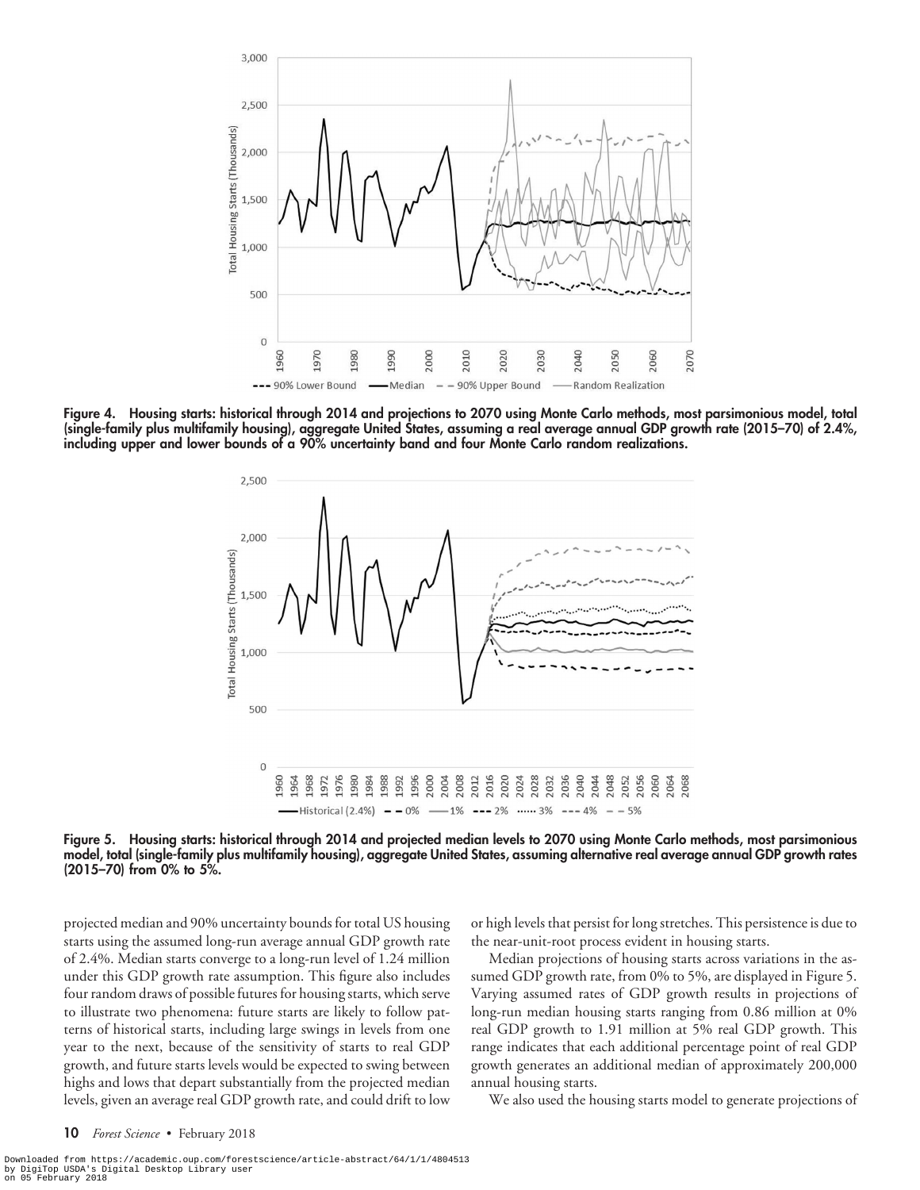Figure 4. Housing starts: historical through 2014 and projections to 2070 using Monte Carlo methods, most parsimonious model, total (single-family plus multifamily housing), aggregate United States, assuming a real average annual GDP growth rate (2015–70) of 2.4%, including upper and lower bounds of a 90% uncertainty band and four Monte Carlo random realizations.

Figure 5. Housing starts: historical through 2014 and projected median levels to 2070 using Monte Carlo methods, most parsimonious model, total (single-family plus multifamily housing), aggregate United States, assuming alternative real average annual GDP growth rates (2015–70) from 0% to 5%.

projected median and 90% uncertainty bounds for total US housing starts using the assumed long-run average annual GDP growth rate of 2.4%. Median starts converge to a long-run level of 1.24 million under this GDP growth rate assumption. This figure also includes four random draws of possible futures for housing starts, which serve to illustrate two phenomena: future starts are likely to follow patterns of historical starts, including large swings in levels from one year to the next, because of the sensitivity of starts to real GDP growth, and future starts levels would be expected to swing between highs and lows that depart substantially from the projected median levels, given an average real GDP growth rate, and could drift to low or high levels that persist for long stretches. This persistence is due to the near-unit-root process evident in housing starts.

Median projections of housing starts across variations in the assumed GDP growth rate, from 0% to 5%, are displayed in Figure 5. Varying assumed rates of GDP growth results in projections of long-run median housing starts ranging from 0.86 million at 0% real GDP growth to 1.91 million at 5% real GDP growth. This range indicates that each additional percentage point of real GDP growth generates an additional median of approximately 200,000 annual housing starts.

We also used the housing starts model to generate projections of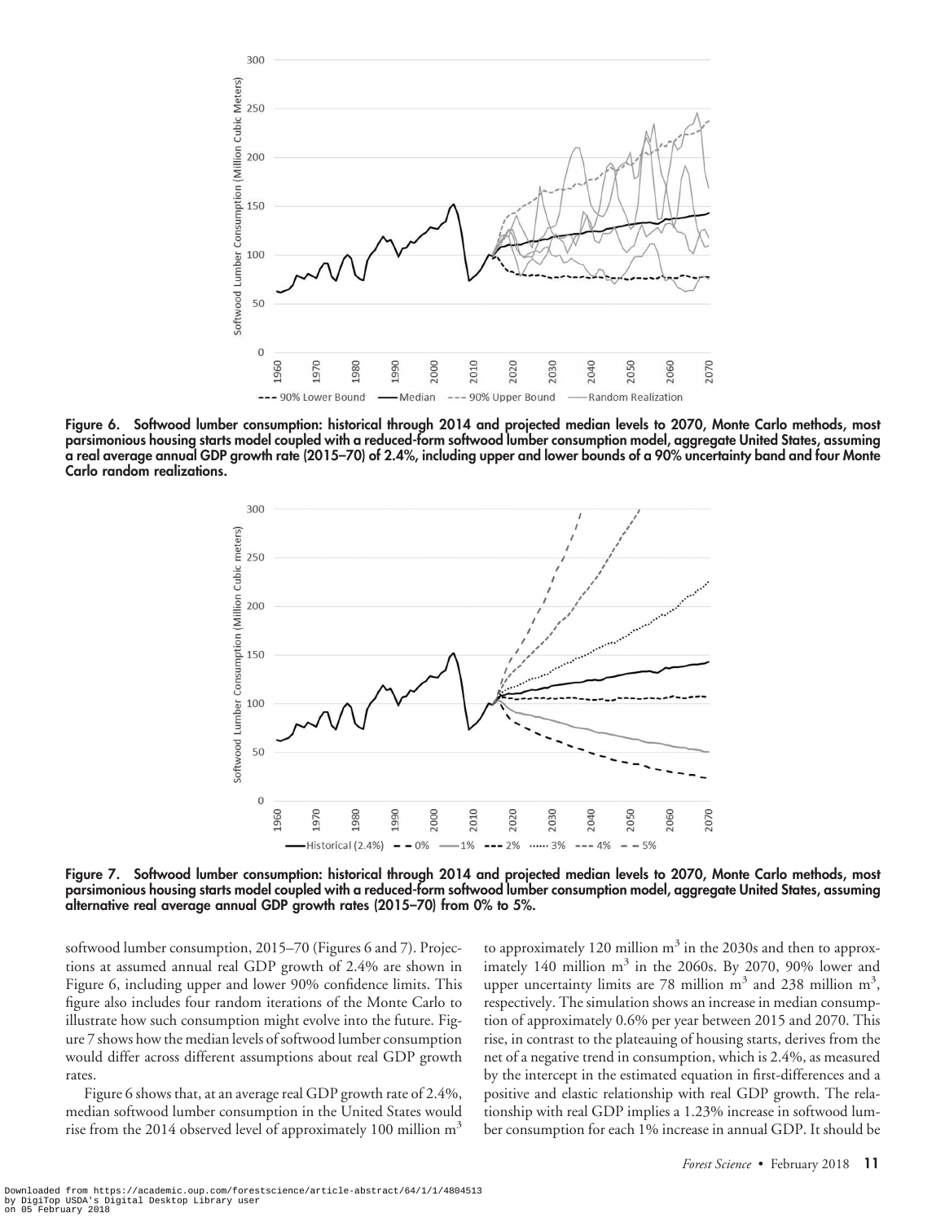Figure 6. Softwood lumber consumption: historical through 2014 and projected median levels to 2070, Monte Carlo methods, most parsimonious housing starts model coupled with a reduced-form softwood lumber consumption model, aggregate United States, assuming a real average annual GDP growth rate (2015–70) of 2.4%, including upper and lower bounds of a 90% uncertainty band and four Monte Carlo random realizations.

Figure 7. Softwood lumber consumption: historical through 2014 and projected median levels to 2070, Monte Carlo methods, most parsimonious housing starts model coupled with a reduced-form softwood lumber consumption model, aggregate United States, assuming alternative real average annual GDP growth rates (2015–70) from 0% to 5%.

softwood lumber consumption, 2015–70 (Figures 6 and 7). Projections at assumed annual real GDP growth of 2.4% are shown in Figure 6, including upper and lower 90% confidence limits. This figure also includes four random iterations of the Monte Carlo to illustrate how such consumption might evolve into the future. Figure 7 shows how the median levels of softwood lumber consumption would differ across different assumptions about real GDP growth rates.

Figure 6 shows that, at an average real GDP growth rate of 2.4%, median softwood lumber consumption in the United States would rise from the 2014 observed level of approximately 100 million $m^3$ to approximately 120 million $m^3$ in the 2030s and then to approximately 140 million $m^3$ in the 2060s. By 2070, 90% lower and upper uncertainty limits are 78 million $m^3$ and 238 million $m^3$, respectively. The simulation shows an increase in median consumption of approximately 0.6% per year between 2015 and 2070. This rise, in contrast to the plateauing of housing starts, derives from the net of a negative trend in consumption, which is 2.4%, as measured by the intercept in the estimated equation in first-differences and a positive and elastic relationship with real GDP growth. The relationship with real GDP implies a 1.23% increase in softwood lumber consumption for each 1% increase in annual GDP. It should be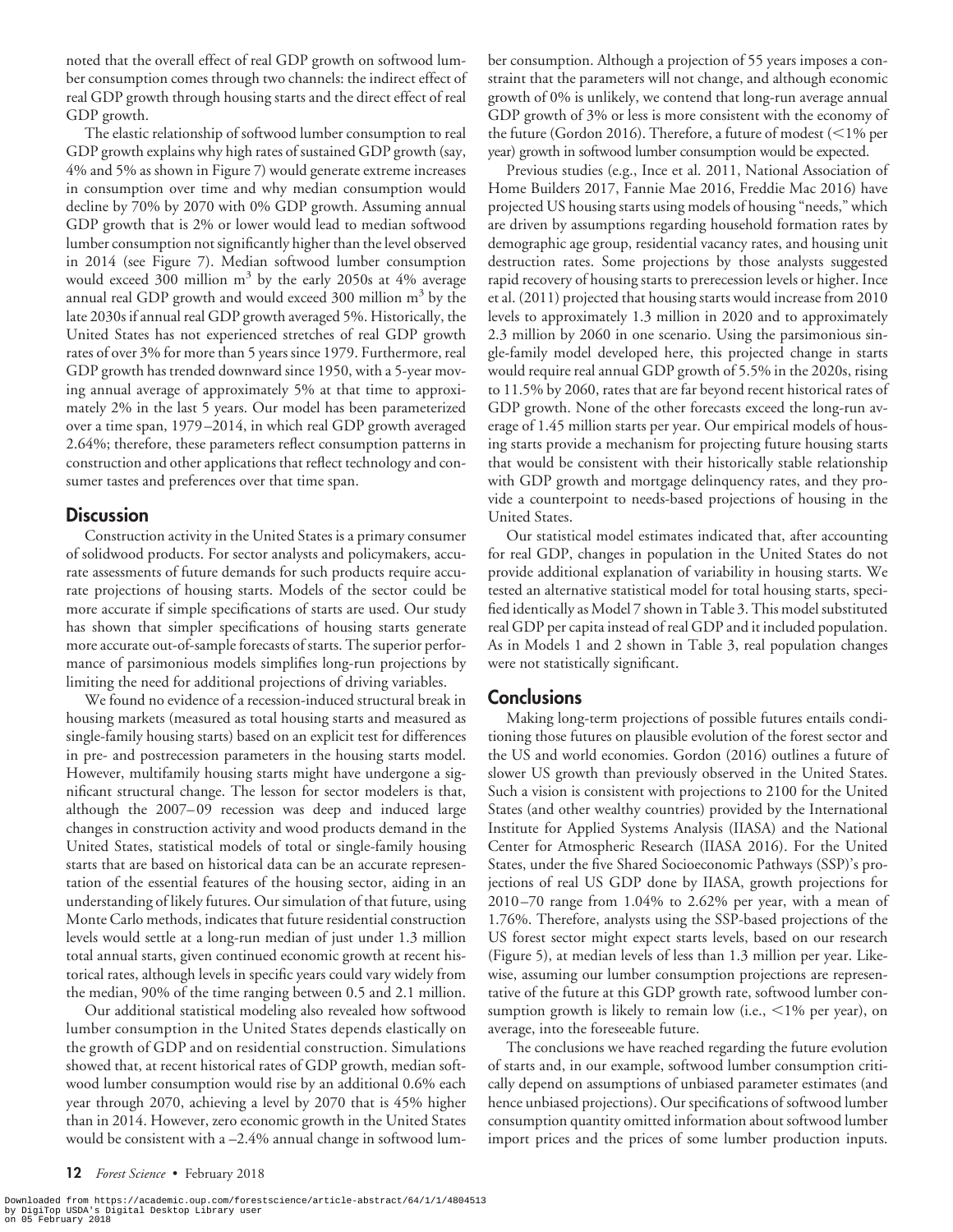noted that the overall effect of real GDP growth on softwood lumber consumption comes through two channels: the indirect effect of real GDP growth through housing starts and the direct effect of real GDP growth.

The elastic relationship of softwood lumber consumption to real GDP growth explains why high rates of sustained GDP growth (say, 4% and 5% as shown in Figure 7) would generate extreme increases in consumption over time and why median consumption would decline by 70% by 2070 with 0% GDP growth. Assuming annual GDP growth that is 2% or lower would lead to median softwood lumber consumption not significantly higher than the level observed in 2014 (see Figure 7). Median softwood lumber consumption would exceed 300 million $m^3$ by the early 2050s at 4% average annual real GDP growth and would exceed 300 million $m^3$ by the late 2030s if annual real GDP growth averaged 5%. Historically, the United States has not experienced stretches of real GDP growth rates of over 3% for more than 5 years since 1979. Furthermore, real GDP growth has trended downward since 1950, with a 5-year moving annual average of approximately 5% at that time to approximately 2% in the last 5 years. Our model has been parameterized over a time span, 1979–2014, in which real GDP growth averaged 2.64%; therefore, these parameters reflect consumption patterns in construction and other applications that reflect technology and consumer tastes and preferences over that time span.

## Discussion

Construction activity in the United States is a primary consumer of solidwood products. For sector analysts and policymakers, accurate assessments of future demands for such products require accurate projections of housing starts. Models of the sector could be more accurate if simple specifications of starts are used. Our study has shown that simpler specifications of housing starts generate more accurate out-of-sample forecasts of starts. The superior performance of parsimonious models simplifies long-run projections by limiting the need for additional projections of driving variables.

We found no evidence of a recession-induced structural break in housing markets (measured as total housing starts and measured as single-family housing starts) based on an explicit test for differences in pre- and postrecession parameters in the housing starts model. However, multifamily housing starts might have undergone a significant structural change. The lesson for sector modelers is that, although the 2007–09 recession was deep and induced large changes in construction activity and wood products demand in the United States, statistical models of total or single-family housing starts that are based on historical data can be an accurate representation of the essential features of the housing sector, aiding in an understanding of likely futures. Our simulation of that future, using Monte Carlo methods, indicates that future residential construction levels would settle at a long-run median of just under 1.3 million total annual starts, given continued economic growth at recent historical rates, although levels in specific years could vary widely from the median, 90% of the time ranging between 0.5 and 2.1 million.

Our additional statistical modeling also revealed how softwood lumber consumption in the United States depends elastically on the growth of GDP and on residential construction. Simulations showed that, at recent historical rates of GDP growth, median softwood lumber consumption would rise by an additional 0.6% each year through 2070, achieving a level by 2070 that is 45% higher than in 2014. However, zero economic growth in the United States would be consistent with a –2.4% annual change in softwood lumber consumption. Although a projection of 55 years imposes a constraint that the parameters will not change, and although economic growth of 0% is unlikely, we contend that long-run average annual GDP growth of 3% or less is more consistent with the economy of the future (Gordon 2016). Therefore, a future of modest (<1% per year) growth in softwood lumber consumption would be expected.

Previous studies (e.g., Ince et al. 2011, National Association of Home Builders 2017, Fannie Mae 2016, Freddie Mac 2016) have projected US housing starts using models of housing "needs," which are driven by assumptions regarding household formation rates by demographic age group, residential vacancy rates, and housing unit destruction rates. Some projections by those analysts suggested rapid recovery of housing starts to prerecession levels or higher. Ince et al. (2011) projected that housing starts would increase from 2010 levels to approximately 1.3 million in 2020 and to approximately 2.3 million by 2060 in one scenario. Using the parsimonious single-family model developed here, this projected change in starts would require real annual GDP growth of 5.5% in the 2020s, rising to 11.5% by 2060, rates that are far beyond recent historical rates of GDP growth. None of the other forecasts exceed the long-run average of 1.45 million starts per year. Our empirical models of housing starts provide a mechanism for projecting future housing starts that would be consistent with their historically stable relationship with GDP growth and mortgage delinquency rates, and they provide a counterpoint to needs-based projections of housing in the United States.

Our statistical model estimates indicated that, after accounting for real GDP, changes in population in the United States do not provide additional explanation of variability in housing starts. We tested an alternative statistical model for total housing starts, specified identically as Model 7 shown in Table 3. This model substituted real GDP per capita instead of real GDP and it included population. As in Models 1 and 2 shown in Table 3, real population changes were not statistically significant.

## Conclusions

Making long-term projections of possible futures entails conditioning those futures on plausible evolution of the forest sector and the US and world economies. Gordon (2016) outlines a future of slower US growth than previously observed in the United States. Such a vision is consistent with projections to 2100 for the United States (and other wealthy countries) provided by the International Institute for Applied Systems Analysis (IIASA) and the National Center for Atmospheric Research (IIASA 2016). For the United States, under the five Shared Socioeconomic Pathways (SSP)'s projections of real US GDP done by IIASA, growth projections for 2010–70 range from 1.04% to 2.62% per year, with a mean of 1.76%. Therefore, analysts using the SSP-based projections of the US forest sector might expect starts levels, based on our research (Figure 5), at median levels of less than 1.3 million per year. Likewise, assuming our lumber consumption projections are representative of the future at this GDP growth rate, softwood lumber consumption growth is likely to remain low (i.e., <1% per year), on average, into the foreseeable future.

The conclusions we have reached regarding the future evolution of starts and, in our example, softwood lumber consumption critically depend on assumptions of unbiased parameter estimates (and hence unbiased projections). Our specifications of softwood lumber consumption quantity omitted information about softwood lumber import prices and the prices of some lumber production inputs.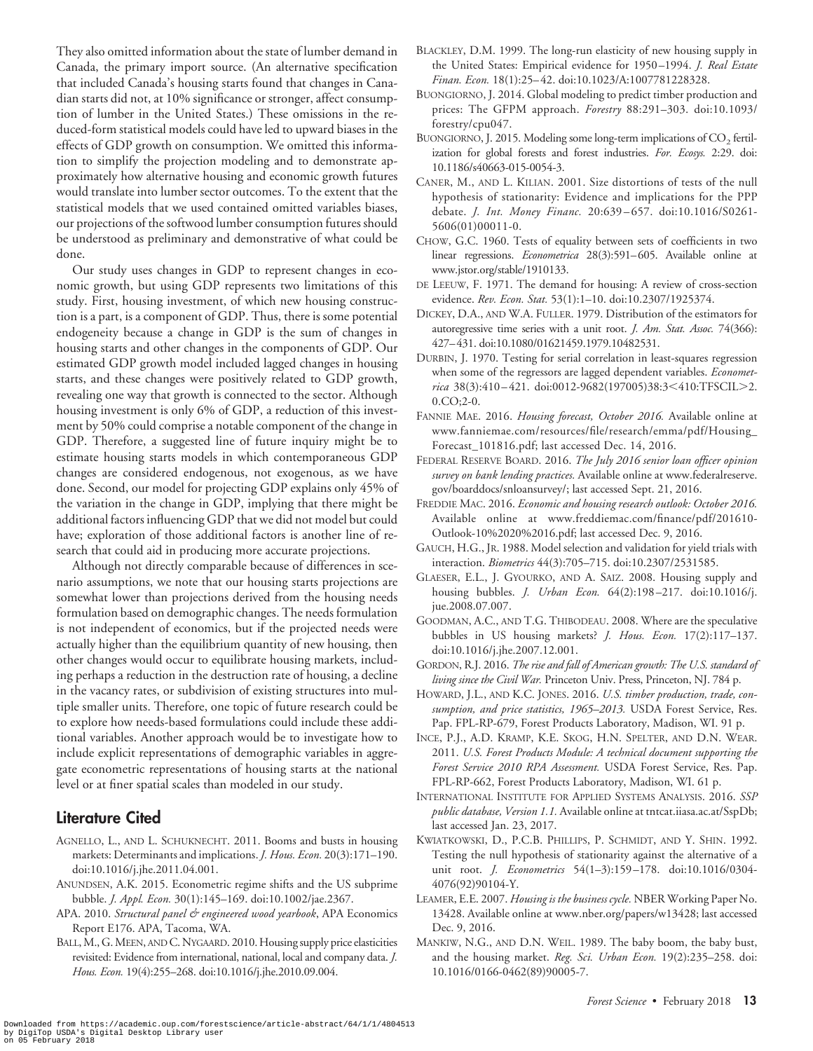They also omitted information about the state of lumber demand in Canada, the primary import source. (An alternative specification that included Canada's housing starts found that changes in Canadian starts did not, at 10% significance or stronger, affect consumption of lumber in the United States.) These omissions in the reduced-form statistical models could have led to upward biases in the effects of GDP growth on consumption. We omitted this information to simplify the projection modeling and to demonstrate approximately how alternative housing and economic growth futures would translate into lumber sector outcomes. To the extent that the statistical models that we used contained omitted variables biases, our projections of the softwood lumber consumption futures should be understood as preliminary and demonstrative of what could be done.

Our study uses changes in GDP to represent changes in economic growth, but using GDP represents two limitations of this study. First, housing investment, of which new housing construction is a part, is a component of GDP. Thus, there is some potential endogeneity because a change in GDP is the sum of changes in housing starts and other changes in the components of GDP. Our estimated GDP growth model included lagged changes in housing starts, and these changes were positively related to GDP growth, revealing one way that growth is connected to the sector. Although housing investment is only 6% of GDP, a reduction of this investment by 50% could comprise a notable component of the change in GDP. Therefore, a suggested line of future inquiry might be to estimate housing starts models in which contemporaneous GDP changes are considered endogenous, not exogenous, as we have done. Second, our model for projecting GDP explains only 45% of the variation in the change in GDP, implying that there might be additional factors influencing GDP that we did not model but could have; exploration of those additional factors is another line of research that could aid in producing more accurate projections.

Although not directly comparable because of differences in scenario assumptions, we note that our housing starts projections are somewhat lower than projections derived from the housing needs formulation based on demographic changes. The needs formulation is not independent of economics, but if the projected needs were actually higher than the equilibrium quantity of new housing, then other changes would occur to equilibrate housing markets, including perhaps a reduction in the destruction rate of housing, a decline in the vacancy rates, or subdivision of existing structures into multiple smaller units. Therefore, one topic of future research could be to explore how needs-based formulations could include these additional variables. Another approach would be to investigate how to include explicit representations of demographic variables in aggregate econometric representations of housing starts at the national level or at finer spatial scales than modeled in our study.

## Literature Cited

AGNELLO, L., AND L. SCHUKNECHT. 2011. Booms and busts in housing markets: Determinants and implications. *J. Hous. Econ.* 20(3):171–190. doi:10.1016/j.jhe.2011.04.001.

ANUNDSEN, A.K. 2015. Econometric regime shifts and the US subprime bubble. *J. Appl. Econ.* 30(1):145–169. doi:10.1002/jae.2367.

APA. 2010. *Structural panel & engineered wood yearbook*, APA Economics Report E176. APA, Tacoma, WA.

BALL, M., G. MEEN, AND C. NYGAARD. 2010. Housing supply price elasticities revisited: Evidence from international, national, local and company data. *J. Hous. Econ.* 19(4):255–268. doi:10.1016/j.jhe.2010.09.004.

BLACKLEY, D.M. 1999. The long-run elasticity of new housing supply in the United States: Empirical evidence for 1950–1994. *J. Real Estate Finan. Econ.* 18(1):25–42. doi:10.1023/A:1007781228328.

BUONGIORNO, J. 2014. Global modeling to predict timber production and prices: The GFPM approach. *Forestry* 88:291–303. doi:10.1093/forestry/cpu047.

BUONGIORNO, J. 2015. Modeling some long-term implications of $CO_2$ fertilization for global forests and forest industries. *For. Ecosys.* 2:29. doi:10.1186/s40663-015-0054-3.

CANER, M., AND L. KILIAN. 2001. Size distortions of tests of the null hypothesis of stationarity: Evidence and implications for the PPP debate. *J. Int. Money Financ.* 20:639–657. doi:10.1016/S0261-5606(01)00011-0.

CHOW, G.C. 1960. Tests of equality between sets of coefficients in two linear regressions. *Econometrica* 28(3):591–605. Available online at www.jstor.org/stable/1910133.

DE LEEUW, F. 1971. The demand for housing: A review of cross-section evidence. *Rev. Econ. Stat.* 53(1):1–10. doi:10.2307/1925374.

DICKEY, D.A., AND W.A. FULLER. 1979. Distribution of the estimators for autoregressive time series with a unit root. *J. Am. Stat. Assoc.* 74(366): 427–431. doi:10.1080/01621459.1979.10482531.

DURBIN, J. 1970. Testing for serial correlation in least-squares regression when some of the regressors are lagged dependent variables. *Econometrica* 38(3):410–421. doi:0012-9682(197005)38:3<410:TFSCIL>2.0.CO;2-0.

FANNIE MAE. 2016. *Housing forecast, October 2016*. Available online at www.fanniemae.com/resources/file/research/emma/pdf/Housing_Forecast_101816.pdf; last accessed Dec. 14, 2016.

FEDERAL RESERVE BOARD. 2016. *The July 2016 senior loan officer opinion survey on bank lending practices.* Available online at www.federalreserve.gov/boarddocs/snloansurvey/; last accessed Sept. 21, 2016.

FREDDIE MAC. 2016. *Economic and housing research outlook: October 2016.* Available online at www.freddiemac.com/finance/pdf/201610-Outlook-10%2020%2016.pdf; last accessed Dec. 9, 2016.

GAUCH, H.G., JR. 1988. Model selection and validation for yield trials with interaction. *Biometrics* 44(3):705–715. doi:10.2307/2531585.

GLAESER, E.L., J. GYOURKO, AND A. SAIZ. 2008. Housing supply and housing bubbles. *J. Urban Econ.* 64(2):198–217. doi:10.1016/j.jue.2008.07.007.

GOODMAN, A.C., AND T.G. THIBODEAU. 2008. Where are the speculative bubbles in US housing markets? *J. Hous. Econ.* 17(2):117–137. doi:10.1016/j.jhe.2007.12.001.

GORDON, R.J. 2016. *The rise and fall of American growth: The U.S. standard of living since the Civil War.* Princeton Univ. Press, Princeton, NJ. 784 p.

HOWARD, J.L., AND K.C. JONES. 2016. *U.S. timber production, trade, consumption, and price statistics, 1965–2013.* USDA Forest Service, Res. Pap. FPL-RP-679, Forest Products Laboratory, Madison, WI. 91 p.

INCE, P.J., A.D. KRAMP, K.E. SKOG, H.N. SPELTER, AND D.N. WEAR. 2011. *U.S. Forest Products Module: A technical document supporting the Forest Service 2010 RPA Assessment.* USDA Forest Service, Res. Pap. FPL-RP-662, Forest Products Laboratory, Madison, WI. 61 p.

INTERNATIONAL INSTITUTE FOR APPLIED SYSTEMS ANALYSIS. 2016. *SSP public database, Version 1.1.* Available online at tntcat.iiasa.ac.at/SspDb; last accessed Jan. 23, 2017.

KWIATKOWSKI, D., P.C.B. PHILLIPS, P. SCHMIDT, AND Y. SHIN. 1992. Testing the null hypothesis of stationarity against the alternative of a unit root. *J. Econometrics* 54(1–3):159–178. doi:10.1016/0304-4076(92)90104-Y.

LEAMER, E.E. 2007. *Housing is the business cycle.* NBER Working Paper No. 13428. Available online at www.nber.org/papers/w13428; last accessed Dec. 9, 2016.

MANKIW, N.G., AND D.N. WEIL. 1989. The baby boom, the baby bust, and the housing market. *Reg. Sci. Urban Econ.* 19(2):235–258. doi:10.1016/0166-0462(89)90005-7.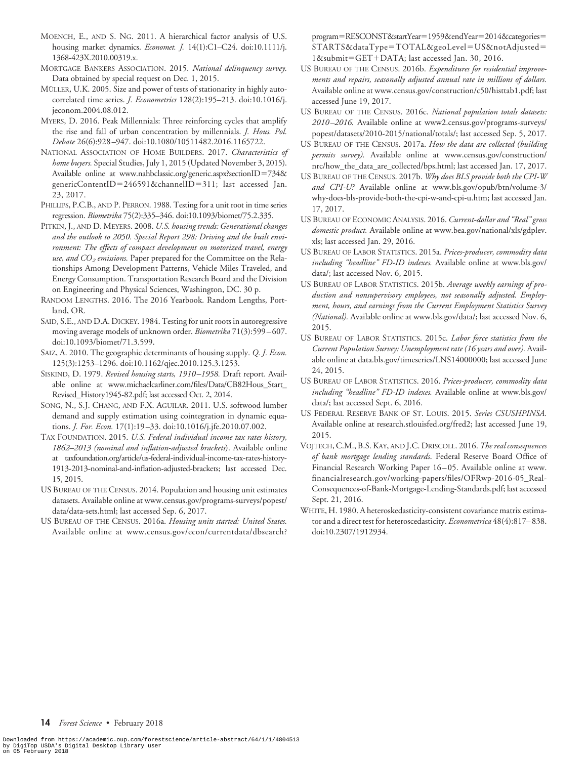MOENCH, E., AND S. NG. 2011. A hierarchical factor analysis of U.S. housing market dynamics. *Economet. J.* 14(1):C1–C24. doi:10.1111/j.1368-423X.2010.00319.x.

MORTGAGE BANKERS ASSOCIATION. 2015. *National delinquency survey.* Data obtained by special request on Dec. 1, 2015.

MÜLLER, U.K. 2005. Size and power of tests of stationarity in highly autocorrelated time series. *J. Econometrics* 128(2):195–213. doi:10.1016/j.jeconom.2004.08.012.

MYERS, D. 2016. Peak Millennials: Three reinforcing cycles that amplify the rise and fall of urban concentration by millennials. *J. Hous. Pol. Debate* 26(6):928–947. doi:10.1080/10511482.2016.1165722.

NATIONAL ASSOCIATION OF HOME BUILDERS. 2017. *Characteristics of home buyers.* Special Studies, July 1, 2015 (Updated November 3, 2015). Available online at www.nahbclassic.org/generic.aspx?sectionID=734&genericContentID=246591&channelID=311; last accessed Jan. 23, 2017.

PHILLIPS, P.C.B., AND P. PERRON. 1988. Testing for a unit root in time series regression. *Biometrika* 75(2):335–346. doi:10.1093/biomet/75.2.335.

PITKIN, J., AND D. MEYERS. 2008. *U.S. housing trends: Generational changes and the outlook to 2050. Special Report 298: Driving and the built environment: The effects of compact development on motorized travel, energy use, and $CO_2$ emissions.* Paper prepared for the Committee on the Relationships Among Development Patterns, Vehicle Miles Traveled, and Energy Consumption. Transportation Research Board and the Division on Engineering and Physical Sciences, Washington, DC. 30 p.

RANDOM LENGTHS. 2016. The 2016 Yearbook. Random Lengths, Portland, OR.

SAID, S.E., AND D.A. DICKEY. 1984. Testing for unit roots in autoregressive moving average models of unknown order. *Biometrika* 71(3):599–607. doi:10.1093/biomet/71.3.599.

SAIZ, A. 2010. The geographic determinants of housing supply. *Q. J. Econ.* 125(3):1253–1296. doi:10.1162/qjec.2010.125.3.1253.

SISKIND, D. 1979. *Revised housing starts, 1910–1958.* Draft report. Available online at www.michaelcarliner.com/files/Data/CB82Hous_Start_Revised_History1945-82.pdf; last accessed Oct. 2, 2014.

SONG, N., S.J. CHANG, AND F.X. AGUILAR. 2011. U.S. softwood lumber demand and supply estimation using cointegration in dynamic equations. *J. For. Econ.* 17(1):19–33. doi:10.1016/j.jfe.2010.07.002.

TAX FOUNDATION. 2015. *U.S. Federal individual income tax rates history, 1862–2013 (nominal and inflation-adjusted brackets).* Available online at taxfoundation.org/article/us-federal-individual-income-tax-rates-history-1913-2013-nominal-and-inflation-adjusted-brackets; last accessed Dec. 15, 2015.

US BUREAU OF THE CENSUS. 2014. Population and housing unit estimates datasets. Available online at www.census.gov/programs-surveys/popest/data/data-sets.html; last accessed Sep. 6, 2017.

US BUREAU OF THE CENSUS. 2016a. *Housing units started: United States.* Available online at www.census.gov/econ/currentdata/dbsearch?program=RESCONST&startYear=1959&endYear=2014&categories=STARTS&dataType=TOTAL&geoLevel=US&notAdjusted=1&submit=GET+DATA; last accessed Jan. 30, 2016.

US BUREAU OF THE CENSUS. 2016b. *Expenditures for residential improvements and repairs, seasonally adjusted annual rate in millions of dollars.* Available online at www.census.gov/construction/c50/histtab1.pdf; last accessed June 19, 2017.

US BUREAU OF THE CENSUS. 2016c. *National population totals datasets: 2010–2016.* Available online at www2.census.gov/programs-surveys/popest/datasets/2010-2015/national/totals/; last accessed Sep. 5, 2017.

US BUREAU OF THE CENSUS. 2017a. *How the data are collected (building permits survey).* Available online at www.census.gov/construction/nrc/how_the_data_are_collected/bps.html; last accessed Jan. 17, 2017.

US BUREAU OF THE CENSUS. 2017b. *Why does BLS provide both the CPI-W and CPI-U?* Available online at www.bls.gov/opub/btn/volume-3/why-does-bls-provide-both-the-cpi-w-and-cpi-u.htm; last accessed Jan. 17, 2017.

US BUREAU OF ECONOMIC ANALYSIS. 2016. *Current-dollar and "Real" gross domestic product.* Available online at www.bea.gov/national/xls/gdplev.xls; last accessed Jan. 29, 2016.

US BUREAU OF LABOR STATISTICS. 2015a. *Prices-producer, commodity data including "headline" FD-ID indexes.* Available online at www.bls.gov/data/; last accessed Nov. 6, 2015.

US BUREAU OF LABOR STATISTICS. 2015b. *Average weekly earnings of production and nonsupervisory employees, not seasonally adjusted. Employment, hours, and earnings from the Current Employment Statistics Survey (National).* Available online at www.bls.gov/data/; last accessed Nov. 6, 2015.

US BUREAU OF LABOR STATISTICS. 2015c. *Labor force statistics from the Current Population Survey: Unemployment rate (16 years and over).* Available online at data.bls.gov/timeseries/LNS14000000; last accessed June 24, 2015.

US BUREAU OF LABOR STATISTICS. 2016. *Prices-producer, commodity data including "headline" FD-ID indexes.* Available online at www.bls.gov/data/; last accessed Sept. 6, 2016.

US FEDERAL RESERVE BANK OF ST. LOUIS. 2015. *Series CSUSHPINSA.* Available online at research.stlouisfed.org/fred2; last accessed June 19, 2015.

VOJTECH, C.M., B.S. KAY, AND J.C. DRISCOLL. 2016. *The real consequences of bank mortgage lending standards.* Federal Reserve Board Office of Financial Research Working Paper 16–05. Available online at www.financialresearch.gov/working-papers/files/OFRwp-2016-05_Real-Consequences-of-Bank-Mortgage-Lending-Standards.pdf; last accessed Sept. 21, 2016.

WHITE, H. 1980. A heteroskedasticity-consistent covariance matrix estimator and a direct test for heteroscedasticity. *Econometrica* 48(4):817–838. doi:10.2307/1912934.